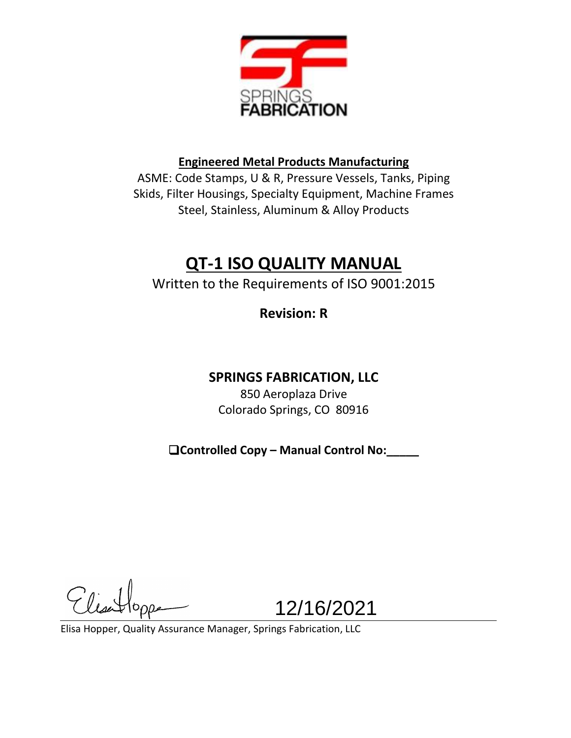SPRINGS
FABRICATION

**Engineered Metal Products Manufacturing**

ASME: Code Stamps, U & R, Pressure Vessels, Tanks, Piping Skids, Filter Housings, Specialty Equipment, Machine Frames Steel, Stainless, Aluminum & Alloy Products

# QT-1 ISO QUALITY MANUAL

Written to the Requirements of ISO 9001:2015

**Revision: R**

## SPRINGS FABRICATION, LLC

850 Aeroplaza Drive
Colorado Springs, CO 80916

❑**Controlled Copy – Manual Control No:_____**

12/16/2021

Elisa Hopper, Quality Assurance Manager, Springs Fabrication, LLC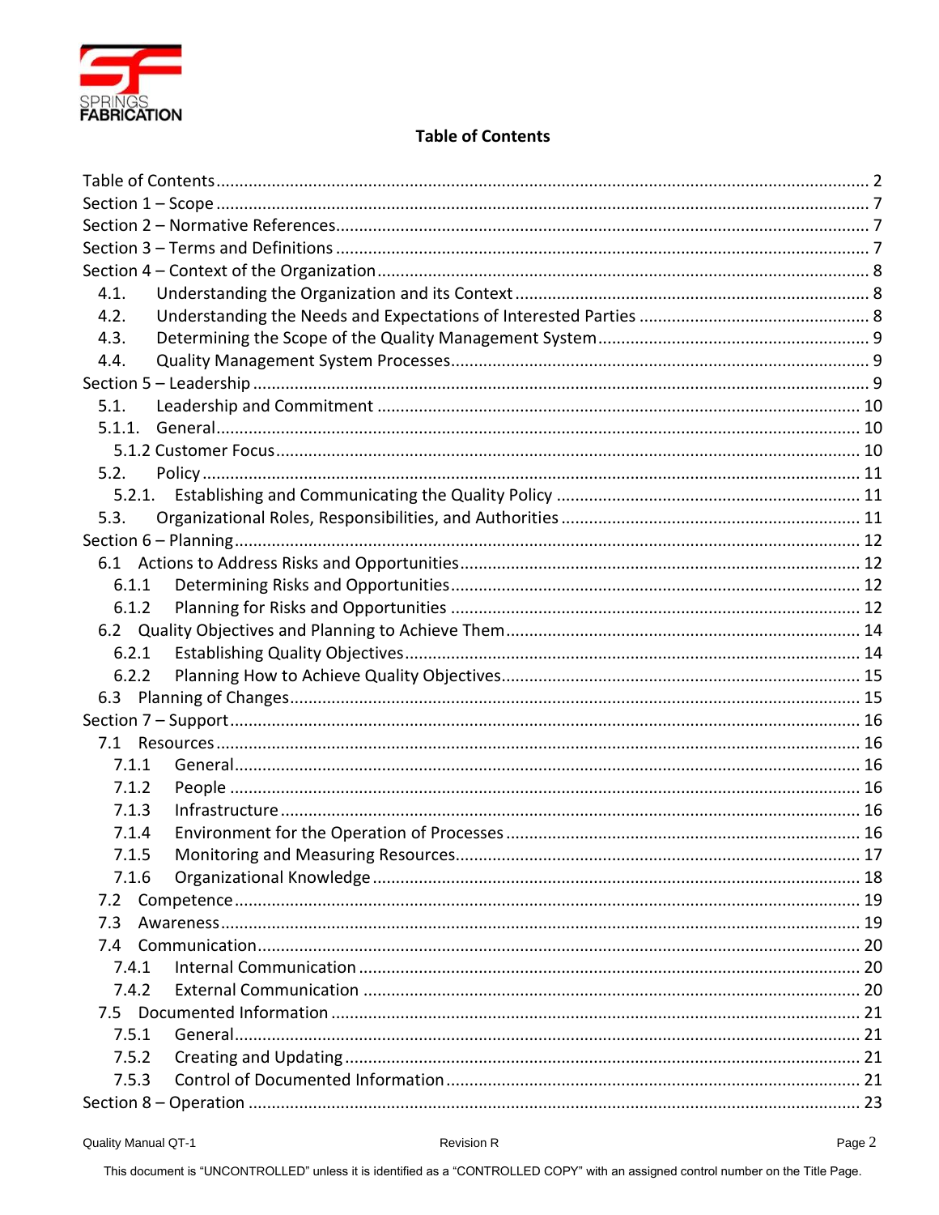## Table of Contents

Table of Contents ........................................................................................................................ 2
Section 1 – Scope ........................................................................................................................ 7
Section 2 – Normative References................................................................................................ 7
Section 3 – Terms and Definitions ................................................................................................ 7
Section 4 – Context of the Organization ........................................................................................ 8
- 4.1. Understanding the Organization and its Context ........................................................................ 8
- 4.2. Understanding the Needs and Expectations of Interested Parties ................................................ 8
- 4.3. Determining the Scope of the Quality Management System ........................................................ 9
- 4.4. Quality Management System Processes ..................................................................................... 9

Section 5 – Leadership .................................................................................................................. 9
- 5.1. Leadership and Commitment ...................................................................................................... 10
- 5.1.1. General ...................................................................................................................................... 10
  - 5.1.2 Customer Focus ........................................................................................................................ 10
- 5.2. Policy ......................................................................................................................................... 11
  - 5.2.1. Establishing and Communicating the Quality Policy ................................................................. 11
- 5.3. Organizational Roles, Responsibilities, and Authorities ................................................................ 11

Section 6 – Planning ...................................................................................................................... 12
- 6.1 Actions to Address Risks and Opportunities ................................................................................. 12
  - 6.1.1 Determining Risks and Opportunities ....................................................................................... 12
  - 6.1.2 Planning for Risks and Opportunities ....................................................................................... 12
- 6.2 Quality Objectives and Planning to Achieve Them ........................................................................ 14
  - 6.2.1 Establishing Quality Objectives ................................................................................................. 14
  - 6.2.2 Planning How to Achieve Quality Objectives ............................................................................ 15
- 6.3 Planning of Changes .................................................................................................................... 15

Section 7 – Support ....................................................................................................................... 16
- 7.1 Resources .................................................................................................................................... 16
  - 7.1.1 General ..................................................................................................................................... 16
  - 7.1.2 People ...................................................................................................................................... 16
  - 7.1.3 Infrastructure ........................................................................................................................... 16
  - 7.1.4 Environment for the Operation of Processes ............................................................................ 16
  - 7.1.5 Monitoring and Measuring Resources ...................................................................................... 17
  - 7.1.6 Organizational Knowledge ........................................................................................................ 18
- 7.2 Competence ................................................................................................................................. 19
- 7.3 Awareness .................................................................................................................................... 19
- 7.4 Communication ............................................................................................................................ 20
  - 7.4.1 Internal Communication ........................................................................................................... 20
  - 7.4.2 External Communication .......................................................................................................... 20
- 7.5 Documented Information ............................................................................................................. 21
  - 7.5.1 General ..................................................................................................................................... 21
  - 7.5.2 Creating and Updating .............................................................................................................. 21
  - 7.5.3 Control of Documented Information ......................................................................................... 21

Section 8 – Operation .................................................................................................................... 23

This document is "UNCONTROLLED" unless it is identified as a "CONTROLLED COPY" with an assigned control number on the Title Page.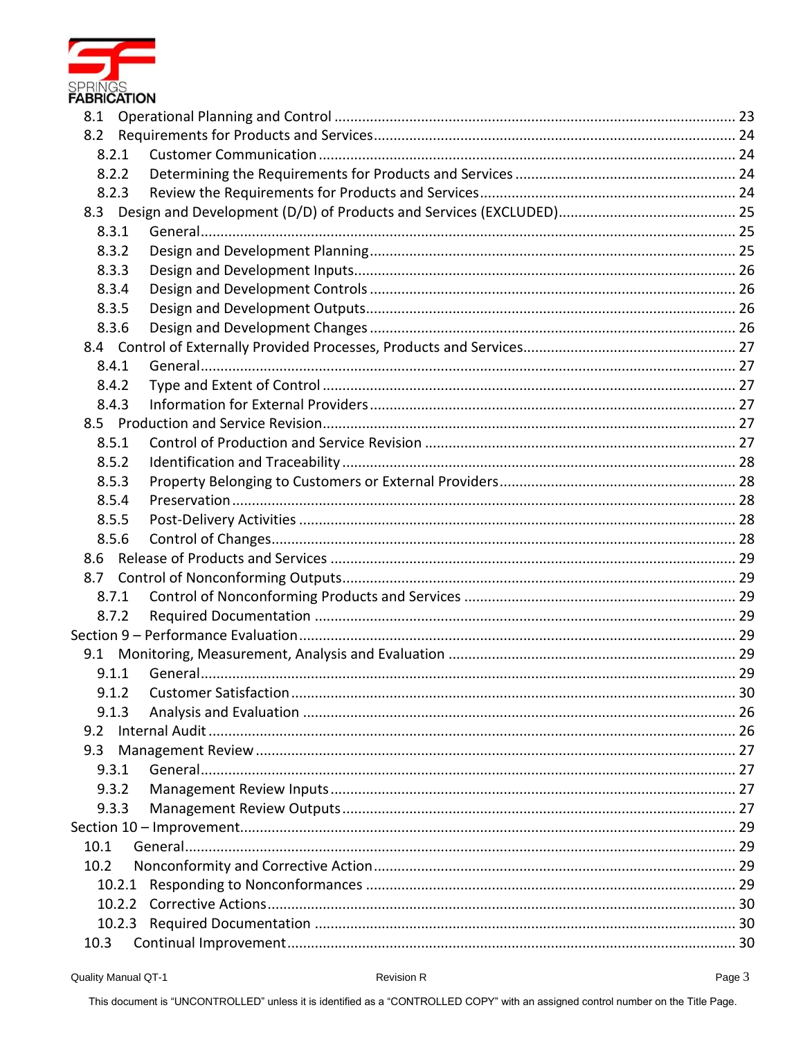- 8.1 Operational Planning and Control ..... 23
- 8.2 Requirements for Products and Services ..... 24
  - 8.2.1 Customer Communication ..... 24
  - 8.2.2 Determining the Requirements for Products and Services ..... 24
  - 8.2.3 Review the Requirements for Products and Services ..... 24
- 8.3 Design and Development (D/D) of Products and Services (EXCLUDED) ..... 25
  - 8.3.1 General ..... 25
  - 8.3.2 Design and Development Planning ..... 25
  - 8.3.3 Design and Development Inputs ..... 26
  - 8.3.4 Design and Development Controls ..... 26
  - 8.3.5 Design and Development Outputs ..... 26
  - 8.3.6 Design and Development Changes ..... 26
- 8.4 Control of Externally Provided Processes, Products and Services ..... 27
  - 8.4.1 General ..... 27
  - 8.4.2 Type and Extent of Control ..... 27
  - 8.4.3 Information for External Providers ..... 27
- 8.5 Production and Service Revision ..... 27
  - 8.5.1 Control of Production and Service Revision ..... 27
  - 8.5.2 Identification and Traceability ..... 28
  - 8.5.3 Property Belonging to Customers or External Providers ..... 28
  - 8.5.4 Preservation ..... 28
  - 8.5.5 Post-Delivery Activities ..... 28
  - 8.5.6 Control of Changes ..... 28
- 8.6 Release of Products and Services ..... 29
- 8.7 Control of Nonconforming Outputs ..... 29
  - 8.7.1 Control of Nonconforming Products and Services ..... 29
  - 8.7.2 Required Documentation ..... 29

Section 9 – Performance Evaluation ..... 29

- 9.1 Monitoring, Measurement, Analysis and Evaluation ..... 29
  - 9.1.1 General ..... 29
  - 9.1.2 Customer Satisfaction ..... 30
  - 9.1.3 Analysis and Evaluation ..... 26
- 9.2 Internal Audit ..... 26
- 9.3 Management Review ..... 27
  - 9.3.1 General ..... 27
  - 9.3.2 Management Review Inputs ..... 27
  - 9.3.3 Management Review Outputs ..... 27

Section 10 – Improvement ..... 29

- 10.1 General ..... 29
- 10.2 Nonconformity and Corrective Action ..... 29
  - 10.2.1 Responding to Nonconformances ..... 29
  - 10.2.2 Corrective Actions ..... 30
  - 10.2.3 Required Documentation ..... 30
- 10.3 Continual Improvement ..... 30

This document is "UNCONTROLLED" unless it is identified as a "CONTROLLED COPY" with an assigned control number on the Title Page.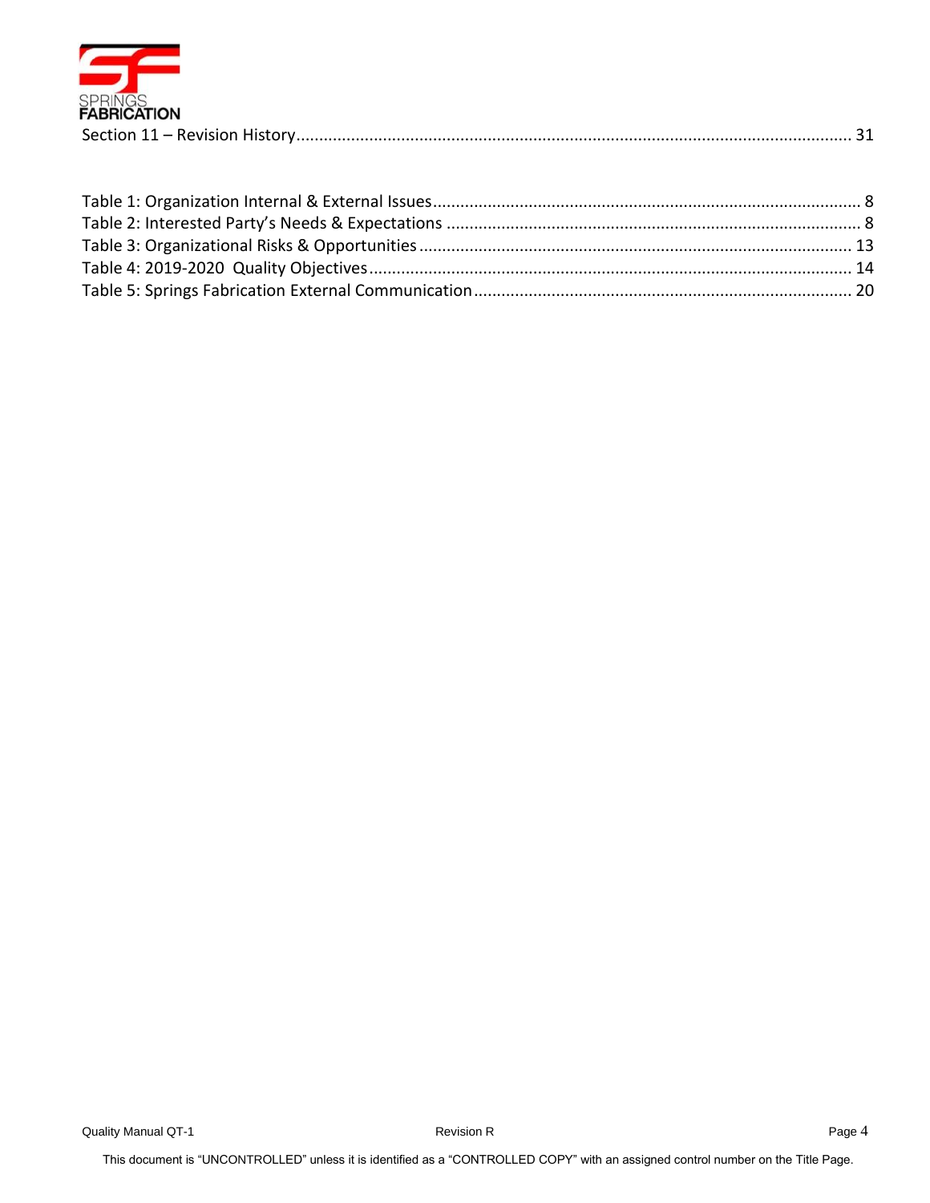Section 11 – Revision History........................................................................................................................ 31

Table 1: Organization Internal & External Issues............................................................................................ 8
Table 2: Interested Party's Needs & Expectations .......................................................................................... 8
Table 3: Organizational Risks & Opportunities .............................................................................................. 13
Table 4: 2019-2020 Quality Objectives......................................................................................................... 14
Table 5: Springs Fabrication External Communication.................................................................................. 20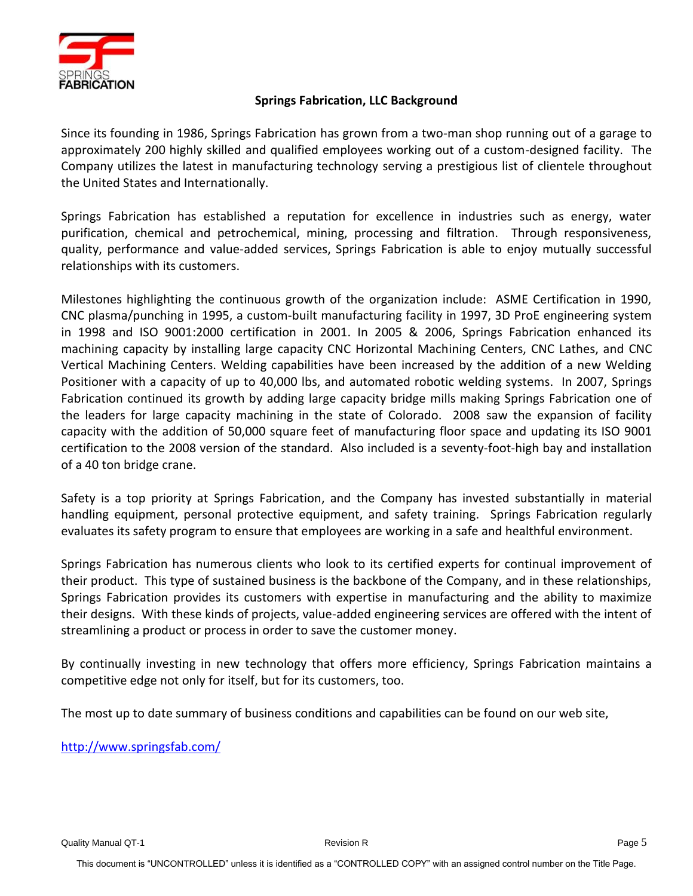## Springs Fabrication, LLC Background

Since its founding in 1986, Springs Fabrication has grown from a two-man shop running out of a garage to approximately 200 highly skilled and qualified employees working out of a custom-designed facility. The Company utilizes the latest in manufacturing technology serving a prestigious list of clientele throughout the United States and Internationally.

Springs Fabrication has established a reputation for excellence in industries such as energy, water purification, chemical and petrochemical, mining, processing and filtration. Through responsiveness, quality, performance and value-added services, Springs Fabrication is able to enjoy mutually successful relationships with its customers.

Milestones highlighting the continuous growth of the organization include: ASME Certification in 1990, CNC plasma/punching in 1995, a custom-built manufacturing facility in 1997, 3D ProE engineering system in 1998 and ISO 9001:2000 certification in 2001. In 2005 & 2006, Springs Fabrication enhanced its machining capacity by installing large capacity CNC Horizontal Machining Centers, CNC Lathes, and CNC Vertical Machining Centers. Welding capabilities have been increased by the addition of a new Welding Positioner with a capacity of up to 40,000 lbs, and automated robotic welding systems. In 2007, Springs Fabrication continued its growth by adding large capacity bridge mills making Springs Fabrication one of the leaders for large capacity machining in the state of Colorado. 2008 saw the expansion of facility capacity with the addition of 50,000 square feet of manufacturing floor space and updating its ISO 9001 certification to the 2008 version of the standard. Also included is a seventy-foot-high bay and installation of a 40 ton bridge crane.

Safety is a top priority at Springs Fabrication, and the Company has invested substantially in material handling equipment, personal protective equipment, and safety training. Springs Fabrication regularly evaluates its safety program to ensure that employees are working in a safe and healthful environment.

Springs Fabrication has numerous clients who look to its certified experts for continual improvement of their product. This type of sustained business is the backbone of the Company, and in these relationships, Springs Fabrication provides its customers with expertise in manufacturing and the ability to maximize their designs. With these kinds of projects, value-added engineering services are offered with the intent of streamlining a product or process in order to save the customer money.

By continually investing in new technology that offers more efficiency, Springs Fabrication maintains a competitive edge not only for itself, but for its customers, too.

The most up to date summary of business conditions and capabilities can be found on our web site,

http://www.springsfab.com/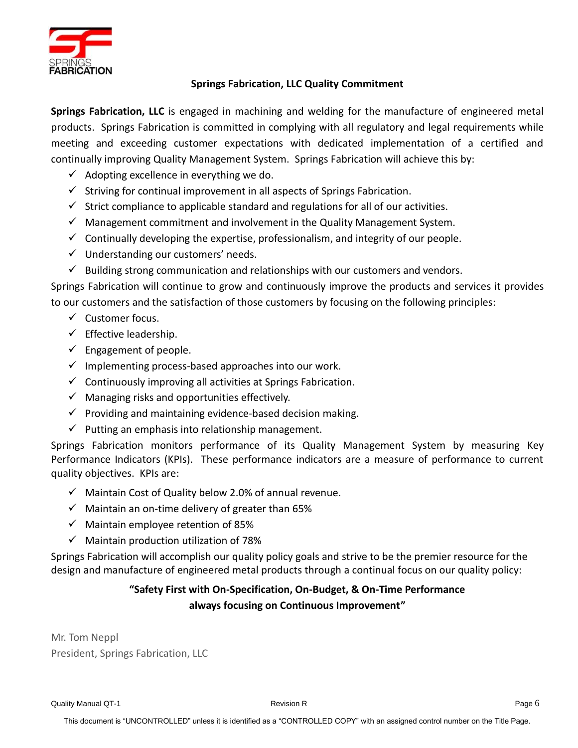## Springs Fabrication, LLC Quality Commitment

**Springs Fabrication, LLC** is engaged in machining and welding for the manufacture of engineered metal products. Springs Fabrication is committed in complying with all regulatory and legal requirements while meeting and exceeding customer expectations with dedicated implementation of a certified and continually improving Quality Management System. Springs Fabrication will achieve this by:

- ✓ Adopting excellence in everything we do.
- ✓ Striving for continual improvement in all aspects of Springs Fabrication.
- ✓ Strict compliance to applicable standard and regulations for all of our activities.
- ✓ Management commitment and involvement in the Quality Management System.
- ✓ Continually developing the expertise, professionalism, and integrity of our people.
- ✓ Understanding our customers' needs.
- ✓ Building strong communication and relationships with our customers and vendors.

Springs Fabrication will continue to grow and continuously improve the products and services it provides to our customers and the satisfaction of those customers by focusing on the following principles:

- ✓ Customer focus.
- ✓ Effective leadership.
- ✓ Engagement of people.
- ✓ Implementing process-based approaches into our work.
- ✓ Continuously improving all activities at Springs Fabrication.
- ✓ Managing risks and opportunities effectively.
- ✓ Providing and maintaining evidence-based decision making.
- ✓ Putting an emphasis into relationship management.

Springs Fabrication monitors performance of its Quality Management System by measuring Key Performance Indicators (KPIs). These performance indicators are a measure of performance to current quality objectives. KPIs are:

- ✓ Maintain Cost of Quality below 2.0% of annual revenue.
- ✓ Maintain an on-time delivery of greater than 65%
- ✓ Maintain employee retention of 85%
- ✓ Maintain production utilization of 78%

Springs Fabrication will accomplish our quality policy goals and strive to be the premier resource for the design and manufacture of engineered metal products through a continual focus on our quality policy:

**"Safety First with On-Specification, On-Budget, & On-Time Performance always focusing on Continuous Improvement"**

Mr. Tom Neppl
President, Springs Fabrication, LLC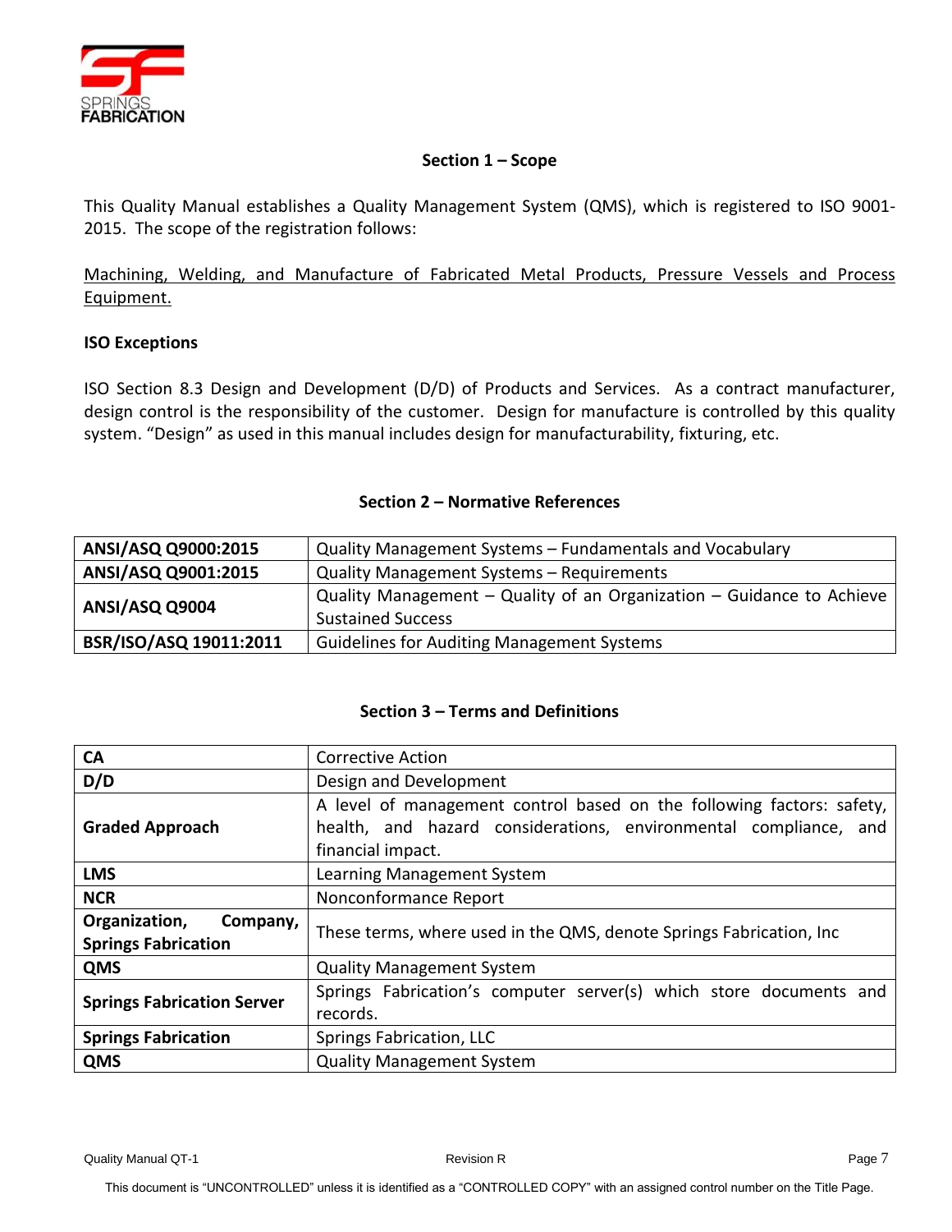## Section 1 – Scope

This Quality Manual establishes a Quality Management System (QMS), which is registered to ISO 9001-2015. The scope of the registration follows:

<u>Machining, Welding, and Manufacture of Fabricated Metal Products, Pressure Vessels and Process Equipment.</u>

**ISO Exceptions**

ISO Section 8.3 Design and Development (D/D) of Products and Services. As a contract manufacturer, design control is the responsibility of the customer. Design for manufacture is controlled by this quality system. "Design" as used in this manual includes design for manufacturability, fixturing, etc.

## Section 2 – Normative References

| | |
|---|---|
| **ANSI/ASQ Q9000:2015** | Quality Management Systems – Fundamentals and Vocabulary |
| **ANSI/ASQ Q9001:2015** | Quality Management Systems – Requirements |
| **ANSI/ASQ Q9004** | Quality Management – Quality of an Organization – Guidance to Achieve Sustained Success |
| **BSR/ISO/ASQ 19011:2011** | Guidelines for Auditing Management Systems |

## Section 3 – Terms and Definitions

| | |
|---|---|
| **CA** | Corrective Action |
| **D/D** | Design and Development |
| **Graded Approach** | A level of management control based on the following factors: safety, health, and hazard considerations, environmental compliance, and financial impact. |
| **LMS** | Learning Management System |
| **NCR** | Nonconformance Report |
| **Organization, Company, Springs Fabrication** | These terms, where used in the QMS, denote Springs Fabrication, Inc |
| **QMS** | Quality Management System |
| **Springs Fabrication Server** | Springs Fabrication's computer server(s) which store documents and records. |
| **Springs Fabrication** | Springs Fabrication, LLC |
| **QMS** | Quality Management System |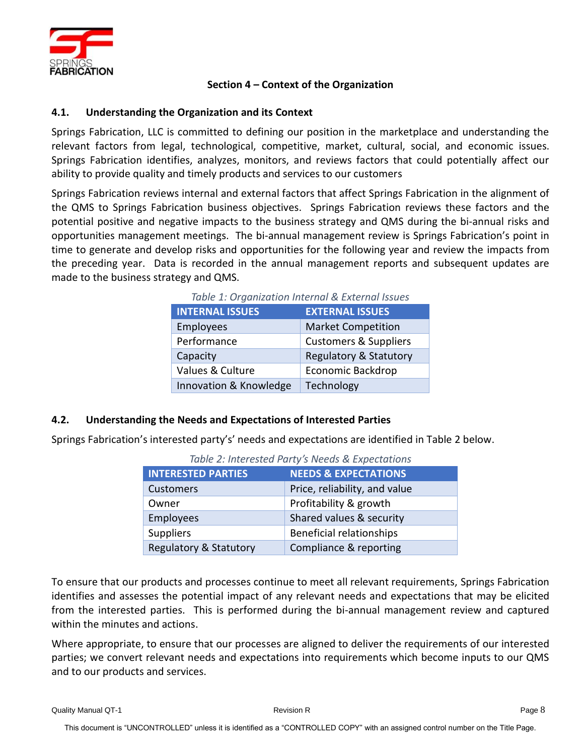## Section 4 – Context of the Organization

### 4.1. Understanding the Organization and its Context

Springs Fabrication, LLC is committed to defining our position in the marketplace and understanding the relevant factors from legal, technological, competitive, market, cultural, social, and economic issues. Springs Fabrication identifies, analyzes, monitors, and reviews factors that could potentially affect our ability to provide quality and timely products and services to our customers

Springs Fabrication reviews internal and external factors that affect Springs Fabrication in the alignment of the QMS to Springs Fabrication business objectives. Springs Fabrication reviews these factors and the potential positive and negative impacts to the business strategy and QMS during the bi-annual risks and opportunities management meetings. The bi-annual management review is Springs Fabrication's point in time to generate and develop risks and opportunities for the following year and review the impacts from the preceding year. Data is recorded in the annual management reports and subsequent updates are made to the business strategy and QMS.

*Table 1: Organization Internal & External Issues*

| INTERNAL ISSUES | EXTERNAL ISSUES |
| --- | --- |
| Employees | Market Competition |
| Performance | Customers & Suppliers |
| Capacity | Regulatory & Statutory |
| Values & Culture | Economic Backdrop |
| Innovation & Knowledge | Technology |

### 4.2. Understanding the Needs and Expectations of Interested Parties

Springs Fabrication's interested party's' needs and expectations are identified in Table 2 below.

*Table 2: Interested Party's Needs & Expectations*

| INTERESTED PARTIES | NEEDS & EXPECTATIONS |
| --- | --- |
| Customers | Price, reliability, and value |
| Owner | Profitability & growth |
| Employees | Shared values & security |
| Suppliers | Beneficial relationships |
| Regulatory & Statutory | Compliance & reporting |

To ensure that our products and processes continue to meet all relevant requirements, Springs Fabrication identifies and assesses the potential impact of any relevant needs and expectations that may be elicited from the interested parties. This is performed during the bi-annual management review and captured within the minutes and actions.

Where appropriate, to ensure that our processes are aligned to deliver the requirements of our interested parties; we convert relevant needs and expectations into requirements which become inputs to our QMS and to our products and services.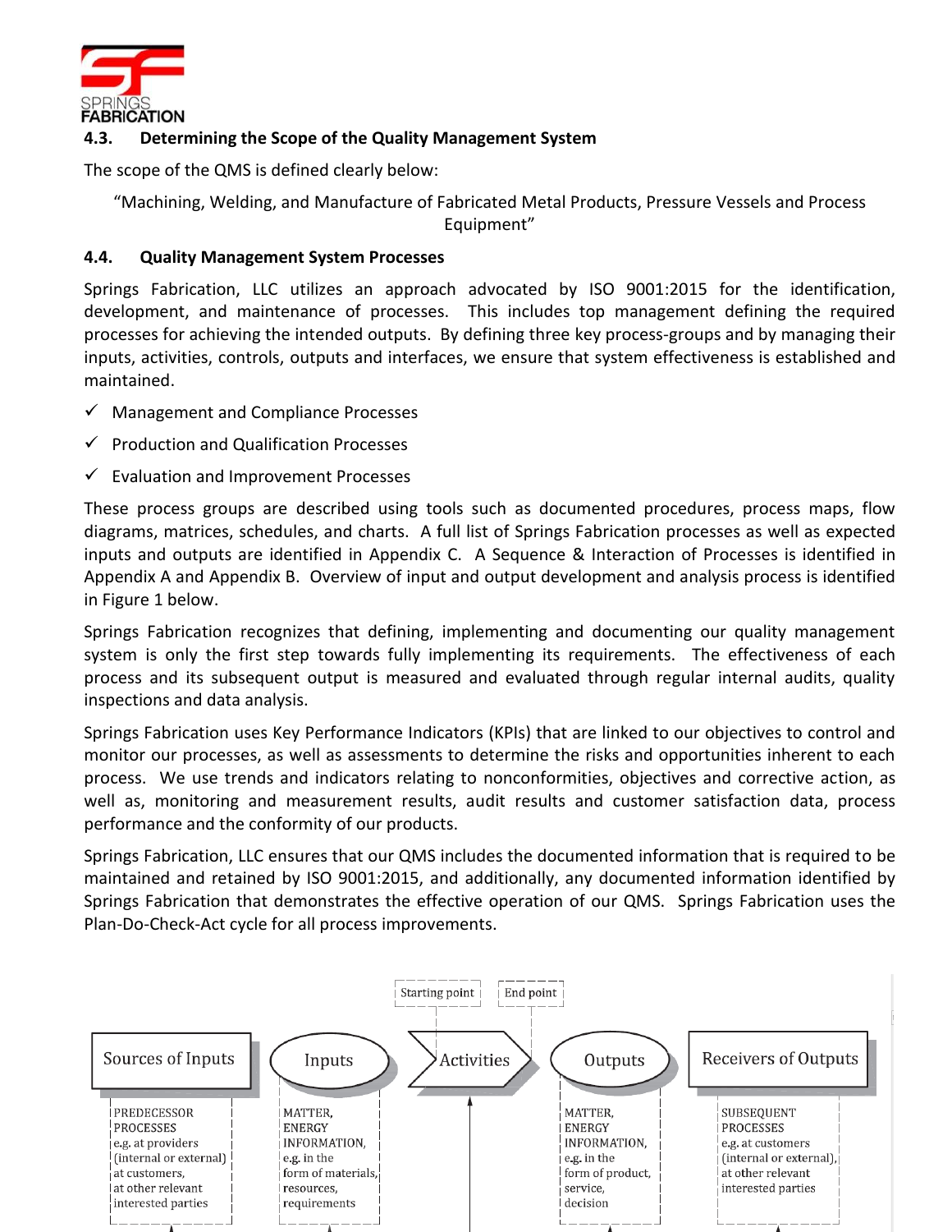## 4.3. Determining the Scope of the Quality Management System

The scope of the QMS is defined clearly below:

"Machining, Welding, and Manufacture of Fabricated Metal Products, Pressure Vessels and Process Equipment"

## 4.4. Quality Management System Processes

Springs Fabrication, LLC utilizes an approach advocated by ISO 9001:2015 for the identification, development, and maintenance of processes. This includes top management defining the required processes for achieving the intended outputs. By defining three key process-groups and by managing their inputs, activities, controls, outputs and interfaces, we ensure that system effectiveness is established and maintained.

- ✓ Management and Compliance Processes
- ✓ Production and Qualification Processes
- ✓ Evaluation and Improvement Processes

These process groups are described using tools such as documented procedures, process maps, flow diagrams, matrices, schedules, and charts. A full list of Springs Fabrication processes as well as expected inputs and outputs are identified in Appendix C. A Sequence & Interaction of Processes is identified in Appendix A and Appendix B. Overview of input and output development and analysis process is identified in Figure 1 below.

Springs Fabrication recognizes that defining, implementing and documenting our quality management system is only the first step towards fully implementing its requirements. The effectiveness of each process and its subsequent output is measured and evaluated through regular internal audits, quality inspections and data analysis.

Springs Fabrication uses Key Performance Indicators (KPIs) that are linked to our objectives to control and monitor our processes, as well as assessments to determine the risks and opportunities inherent to each process. We use trends and indicators relating to nonconformities, objectives and corrective action, as well as, monitoring and measurement results, audit results and customer satisfaction data, process performance and the conformity of our products.

Springs Fabrication, LLC ensures that our QMS includes the documented information that is required to be maintained and retained by ISO 9001:2015, and additionally, any documented information identified by Springs Fabrication that demonstrates the effective operation of our QMS. Springs Fabrication uses the Plan-Do-Check-Act cycle for all process improvements.

Starting point | End point

Sources of Inputs → Inputs → Activities → Outputs → Receivers of Outputs

| Sources of Inputs | Inputs | Activities | Outputs | Receivers of Outputs |
|---|---|---|---|---|
| PREDECESSOR PROCESSES e.g. at providers (internal or external) at customers, at other relevant interested parties | MATTER, ENERGY INFORMATION, e.g. in the form of materials, resources, requirements | | MATTER, ENERGY INFORMATION, e.g. in the form of product, service, decision | SUBSEQUENT PROCESSES e.g. at customers (internal or external), at other relevant interested parties |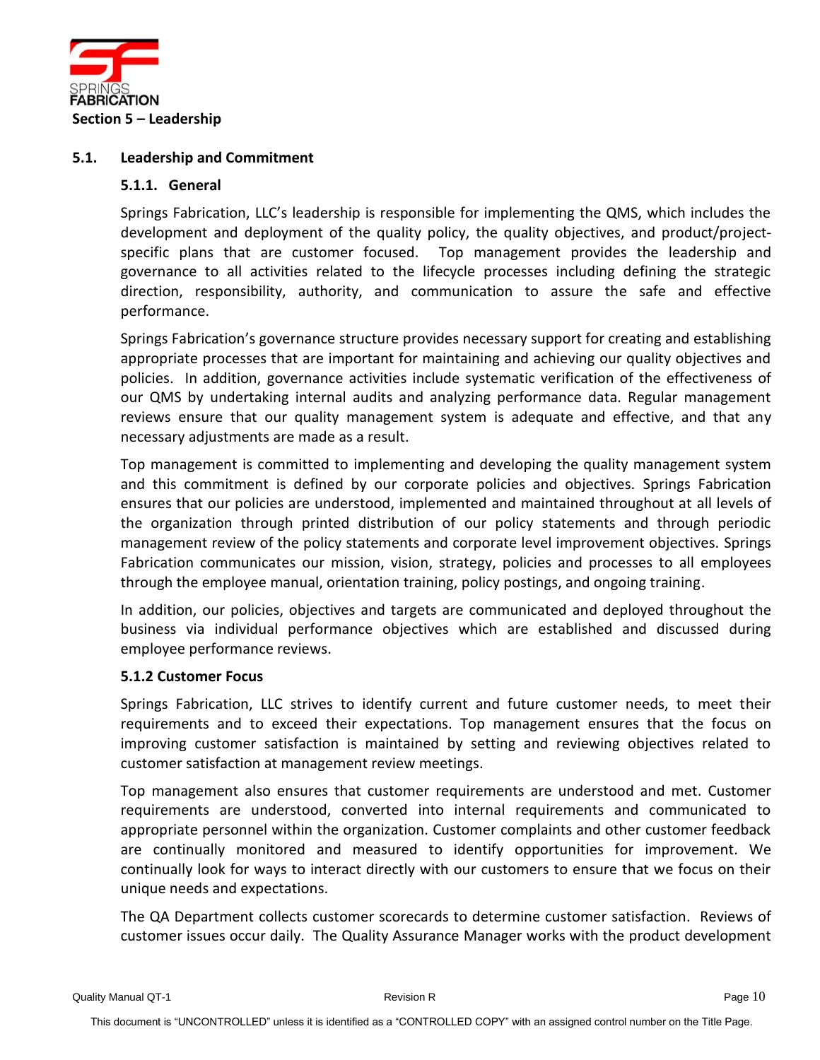## Section 5 – Leadership

### 5.1. Leadership and Commitment

#### 5.1.1. General

Springs Fabrication, LLC's leadership is responsible for implementing the QMS, which includes the development and deployment of the quality policy, the quality objectives, and product/project-specific plans that are customer focused. Top management provides the leadership and governance to all activities related to the lifecycle processes including defining the strategic direction, responsibility, authority, and communication to assure the safe and effective performance.

Springs Fabrication's governance structure provides necessary support for creating and establishing appropriate processes that are important for maintaining and achieving our quality objectives and policies. In addition, governance activities include systematic verification of the effectiveness of our QMS by undertaking internal audits and analyzing performance data. Regular management reviews ensure that our quality management system is adequate and effective, and that any necessary adjustments are made as a result.

Top management is committed to implementing and developing the quality management system and this commitment is defined by our corporate policies and objectives. Springs Fabrication ensures that our policies are understood, implemented and maintained throughout at all levels of the organization through printed distribution of our policy statements and through periodic management review of the policy statements and corporate level improvement objectives. Springs Fabrication communicates our mission, vision, strategy, policies and processes to all employees through the employee manual, orientation training, policy postings, and ongoing training.

In addition, our policies, objectives and targets are communicated and deployed throughout the business via individual performance objectives which are established and discussed during employee performance reviews.

#### 5.1.2 Customer Focus

Springs Fabrication, LLC strives to identify current and future customer needs, to meet their requirements and to exceed their expectations. Top management ensures that the focus on improving customer satisfaction is maintained by setting and reviewing objectives related to customer satisfaction at management review meetings.

Top management also ensures that customer requirements are understood and met. Customer requirements are understood, converted into internal requirements and communicated to appropriate personnel within the organization. Customer complaints and other customer feedback are continually monitored and measured to identify opportunities for improvement. We continually look for ways to interact directly with our customers to ensure that we focus on their unique needs and expectations.

The QA Department collects customer scorecards to determine customer satisfaction. Reviews of customer issues occur daily. The Quality Assurance Manager works with the product development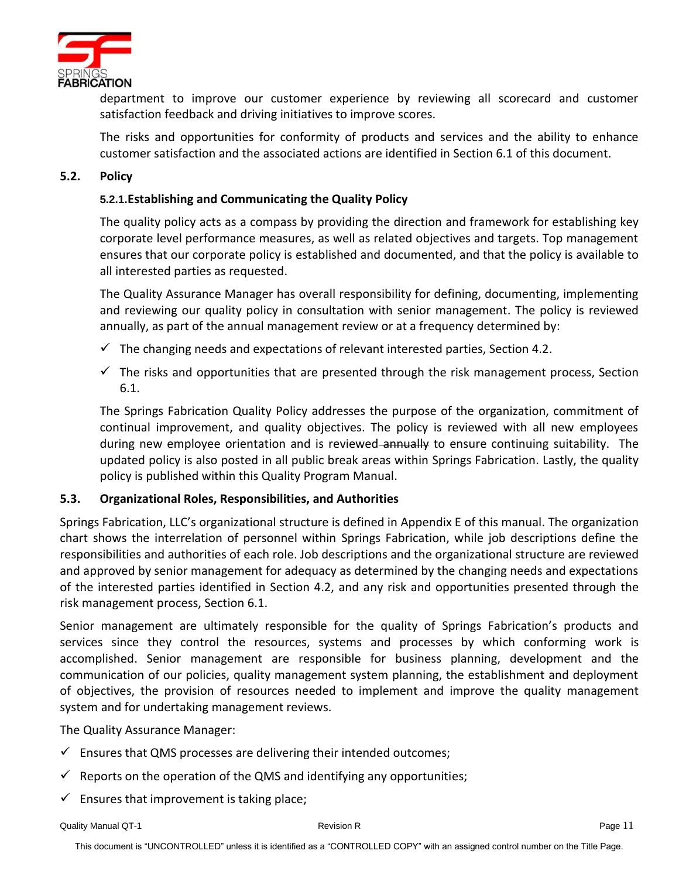department to improve our customer experience by reviewing all scorecard and customer satisfaction feedback and driving initiatives to improve scores.

The risks and opportunities for conformity of products and services and the ability to enhance customer satisfaction and the associated actions are identified in Section 6.1 of this document.

## 5.2. Policy

### 5.2.1. Establishing and Communicating the Quality Policy

The quality policy acts as a compass by providing the direction and framework for establishing key corporate level performance measures, as well as related objectives and targets. Top management ensures that our corporate policy is established and documented, and that the policy is available to all interested parties as requested.

The Quality Assurance Manager has overall responsibility for defining, documenting, implementing and reviewing our quality policy in consultation with senior management. The policy is reviewed annually, as part of the annual management review or at a frequency determined by:

- ✓ The changing needs and expectations of relevant interested parties, Section 4.2.
- ✓ The risks and opportunities that are presented through the risk management process, Section 6.1.

The Springs Fabrication Quality Policy addresses the purpose of the organization, commitment of continual improvement, and quality objectives. The policy is reviewed with all new employees during new employee orientation and is reviewed ~~annually~~ to ensure continuing suitability. The updated policy is also posted in all public break areas within Springs Fabrication. Lastly, the quality policy is published within this Quality Program Manual.

## 5.3. Organizational Roles, Responsibilities, and Authorities

Springs Fabrication, LLC's organizational structure is defined in Appendix E of this manual. The organization chart shows the interrelation of personnel within Springs Fabrication, while job descriptions define the responsibilities and authorities of each role. Job descriptions and the organizational structure are reviewed and approved by senior management for adequacy as determined by the changing needs and expectations of the interested parties identified in Section 4.2, and any risk and opportunities presented through the risk management process, Section 6.1.

Senior management are ultimately responsible for the quality of Springs Fabrication's products and services since they control the resources, systems and processes by which conforming work is accomplished. Senior management are responsible for business planning, development and the communication of our policies, quality management system planning, the establishment and deployment of objectives, the provision of resources needed to implement and improve the quality management system and for undertaking management reviews.

The Quality Assurance Manager:

- ✓ Ensures that QMS processes are delivering their intended outcomes;
- ✓ Reports on the operation of the QMS and identifying any opportunities;
- ✓ Ensures that improvement is taking place;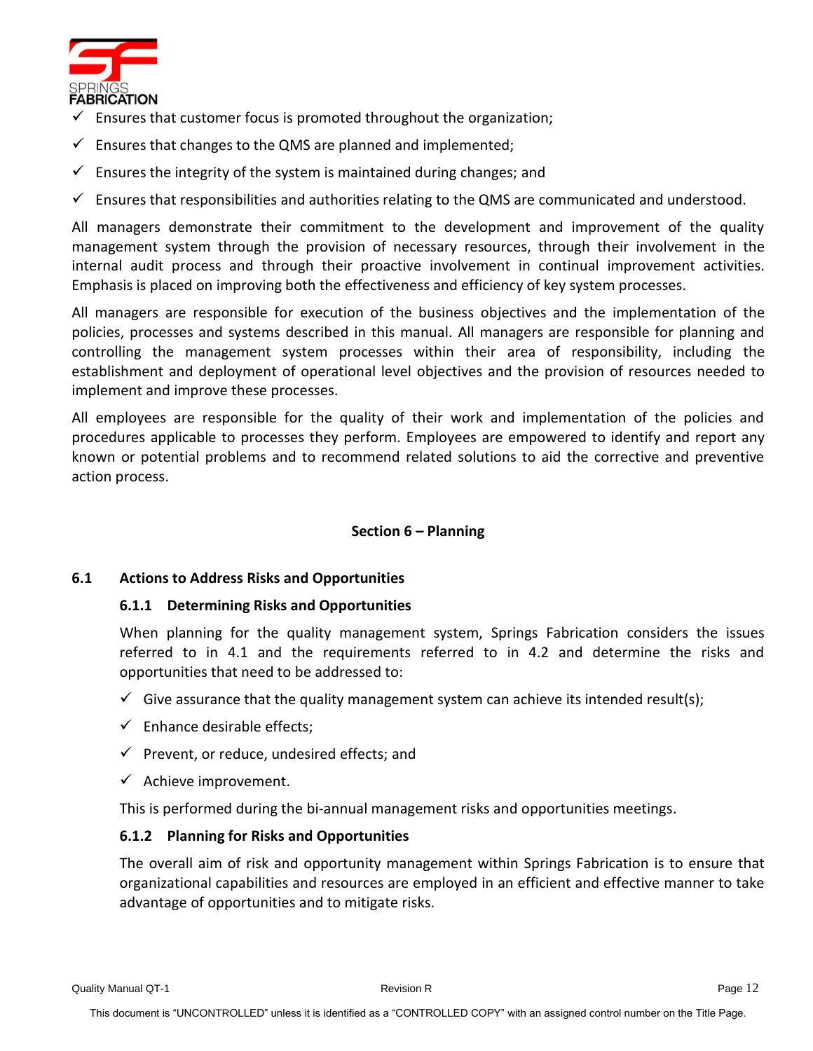- ✓ Ensures that customer focus is promoted throughout the organization;
- ✓ Ensures that changes to the QMS are planned and implemented;
- ✓ Ensures the integrity of the system is maintained during changes; and
- ✓ Ensures that responsibilities and authorities relating to the QMS are communicated and understood.

All managers demonstrate their commitment to the development and improvement of the quality management system through the provision of necessary resources, through their involvement in the internal audit process and through their proactive involvement in continual improvement activities. Emphasis is placed on improving both the effectiveness and efficiency of key system processes.

All managers are responsible for execution of the business objectives and the implementation of the policies, processes and systems described in this manual. All managers are responsible for planning and controlling the management system processes within their area of responsibility, including the establishment and deployment of operational level objectives and the provision of resources needed to implement and improve these processes.

All employees are responsible for the quality of their work and implementation of the policies and procedures applicable to processes they perform. Employees are empowered to identify and report any known or potential problems and to recommend related solutions to aid the corrective and preventive action process.

## Section 6 – Planning

### 6.1 Actions to Address Risks and Opportunities

#### 6.1.1 Determining Risks and Opportunities

When planning for the quality management system, Springs Fabrication considers the issues referred to in 4.1 and the requirements referred to in 4.2 and determine the risks and opportunities that need to be addressed to:

- ✓ Give assurance that the quality management system can achieve its intended result(s);
- ✓ Enhance desirable effects;
- ✓ Prevent, or reduce, undesired effects; and
- ✓ Achieve improvement.

This is performed during the bi-annual management risks and opportunities meetings.

#### 6.1.2 Planning for Risks and Opportunities

The overall aim of risk and opportunity management within Springs Fabrication is to ensure that organizational capabilities and resources are employed in an efficient and effective manner to take advantage of opportunities and to mitigate risks.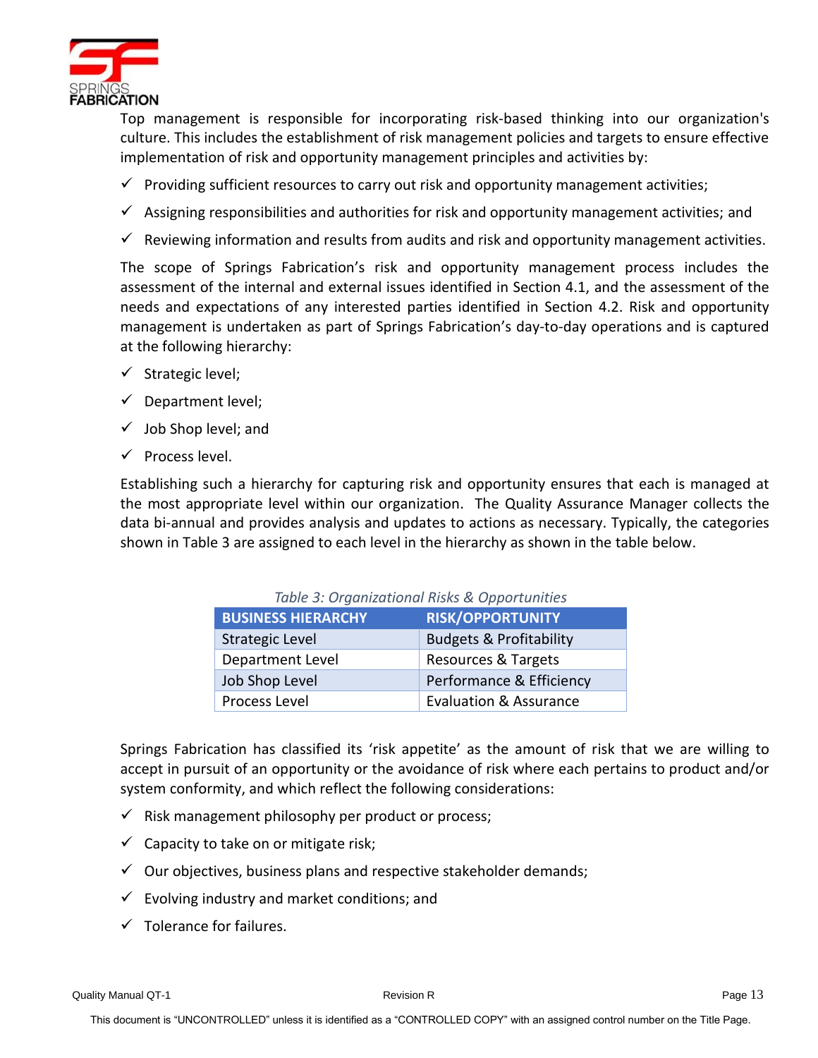Top management is responsible for incorporating risk-based thinking into our organization's culture. This includes the establishment of risk management policies and targets to ensure effective implementation of risk and opportunity management principles and activities by:

- ✓ Providing sufficient resources to carry out risk and opportunity management activities;
- ✓ Assigning responsibilities and authorities for risk and opportunity management activities; and
- ✓ Reviewing information and results from audits and risk and opportunity management activities.

The scope of Springs Fabrication's risk and opportunity management process includes the assessment of the internal and external issues identified in Section 4.1, and the assessment of the needs and expectations of any interested parties identified in Section 4.2. Risk and opportunity management is undertaken as part of Springs Fabrication's day-to-day operations and is captured at the following hierarchy:

- ✓ Strategic level;
- ✓ Department level;
- ✓ Job Shop level; and
- ✓ Process level.

Establishing such a hierarchy for capturing risk and opportunity ensures that each is managed at the most appropriate level within our organization. The Quality Assurance Manager collects the data bi-annual and provides analysis and updates to actions as necessary. Typically, the categories shown in Table 3 are assigned to each level in the hierarchy as shown in the table below.

*Table 3: Organizational Risks & Opportunities*

| BUSINESS HIERARCHY | RISK/OPPORTUNITY |
|---|---|
| Strategic Level | Budgets & Profitability |
| Department Level | Resources & Targets |
| Job Shop Level | Performance & Efficiency |
| Process Level | Evaluation & Assurance |

Springs Fabrication has classified its 'risk appetite' as the amount of risk that we are willing to accept in pursuit of an opportunity or the avoidance of risk where each pertains to product and/or system conformity, and which reflect the following considerations:

- ✓ Risk management philosophy per product or process;
- ✓ Capacity to take on or mitigate risk;
- ✓ Our objectives, business plans and respective stakeholder demands;
- ✓ Evolving industry and market conditions; and
- ✓ Tolerance for failures.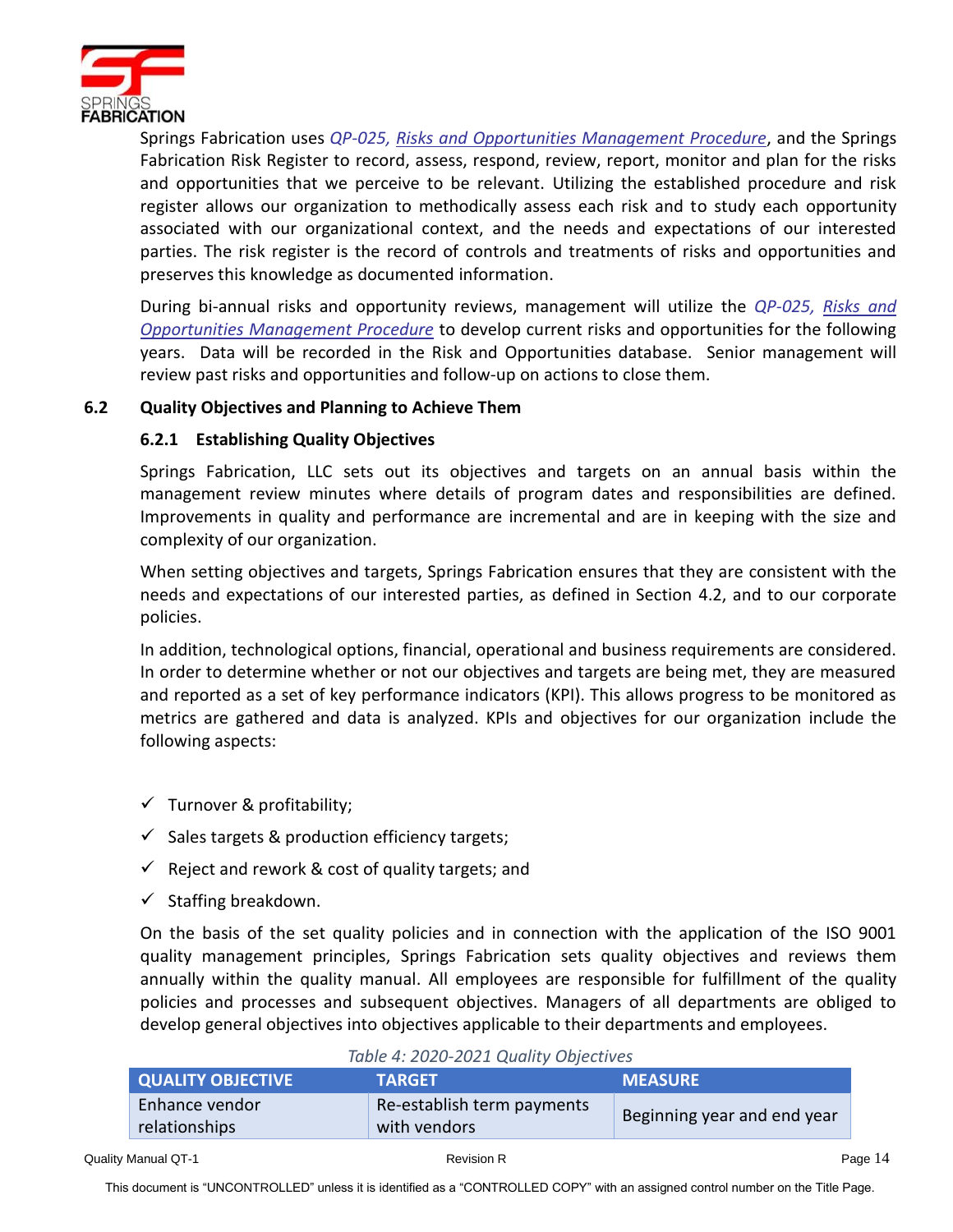Springs Fabrication uses *QP-025, Risks and Opportunities Management Procedure*, and the Springs Fabrication Risk Register to record, assess, respond, review, report, monitor and plan for the risks and opportunities that we perceive to be relevant. Utilizing the established procedure and risk register allows our organization to methodically assess each risk and to study each opportunity associated with our organizational context, and the needs and expectations of our interested parties. The risk register is the record of controls and treatments of risks and opportunities and preserves this knowledge as documented information.

During bi-annual risks and opportunity reviews, management will utilize the *QP-025, Risks and Opportunities Management Procedure* to develop current risks and opportunities for the following years. Data will be recorded in the Risk and Opportunities database. Senior management will review past risks and opportunities and follow-up on actions to close them.

## 6.2 Quality Objectives and Planning to Achieve Them

### 6.2.1 Establishing Quality Objectives

Springs Fabrication, LLC sets out its objectives and targets on an annual basis within the management review minutes where details of program dates and responsibilities are defined. Improvements in quality and performance are incremental and are in keeping with the size and complexity of our organization.

When setting objectives and targets, Springs Fabrication ensures that they are consistent with the needs and expectations of our interested parties, as defined in Section 4.2, and to our corporate policies.

In addition, technological options, financial, operational and business requirements are considered. In order to determine whether or not our objectives and targets are being met, they are measured and reported as a set of key performance indicators (KPI). This allows progress to be monitored as metrics are gathered and data is analyzed. KPIs and objectives for our organization include the following aspects:

- ✓ Turnover & profitability;
- ✓ Sales targets & production efficiency targets;
- ✓ Reject and rework & cost of quality targets; and
- ✓ Staffing breakdown.

On the basis of the set quality policies and in connection with the application of the ISO 9001 quality management principles, Springs Fabrication sets quality objectives and reviews them annually within the quality manual. All employees are responsible for fulfillment of the quality policies and processes and subsequent objectives. Managers of all departments are obliged to develop general objectives into objectives applicable to their departments and employees.

*Table 4: 2020-2021 Quality Objectives*

| QUALITY OBJECTIVE | TARGET | MEASURE |
|---|---|---|
| Enhance vendor relationships | Re-establish term payments with vendors | Beginning year and end year |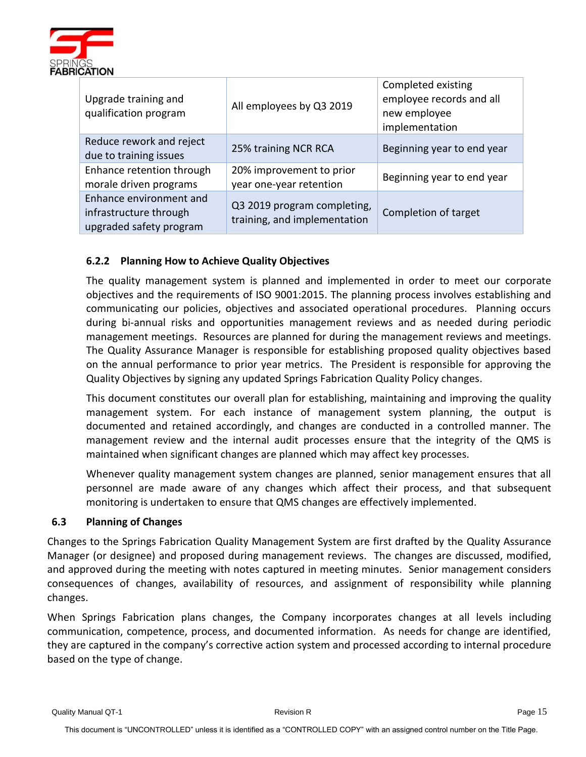| Upgrade training and qualification program | All employees by Q3 2019 | Completed existing employee records and all new employee implementation |
|---|---|---|
| Reduce rework and reject due to training issues | 25% training NCR RCA | Beginning year to end year |
| Enhance retention through morale driven programs | 20% improvement to prior year one-year retention | Beginning year to end year |
| Enhance environment and infrastructure through upgraded safety program | Q3 2019 program completing, training, and implementation | Completion of target |

### 6.2.2 Planning How to Achieve Quality Objectives

The quality management system is planned and implemented in order to meet our corporate objectives and the requirements of ISO 9001:2015. The planning process involves establishing and communicating our policies, objectives and associated operational procedures. Planning occurs during bi-annual risks and opportunities management reviews and as needed during periodic management meetings. Resources are planned for during the management reviews and meetings. The Quality Assurance Manager is responsible for establishing proposed quality objectives based on the annual performance to prior year metrics. The President is responsible for approving the Quality Objectives by signing any updated Springs Fabrication Quality Policy changes.

This document constitutes our overall plan for establishing, maintaining and improving the quality management system. For each instance of management system planning, the output is documented and retained accordingly, and changes are conducted in a controlled manner. The management review and the internal audit processes ensure that the integrity of the QMS is maintained when significant changes are planned which may affect key processes.

Whenever quality management system changes are planned, senior management ensures that all personnel are made aware of any changes which affect their process, and that subsequent monitoring is undertaken to ensure that QMS changes are effectively implemented.

## 6.3 Planning of Changes

Changes to the Springs Fabrication Quality Management System are first drafted by the Quality Assurance Manager (or designee) and proposed during management reviews. The changes are discussed, modified, and approved during the meeting with notes captured in meeting minutes. Senior management considers consequences of changes, availability of resources, and assignment of responsibility while planning changes.

When Springs Fabrication plans changes, the Company incorporates changes at all levels including communication, competence, process, and documented information. As needs for change are identified, they are captured in the company's corrective action system and processed according to internal procedure based on the type of change.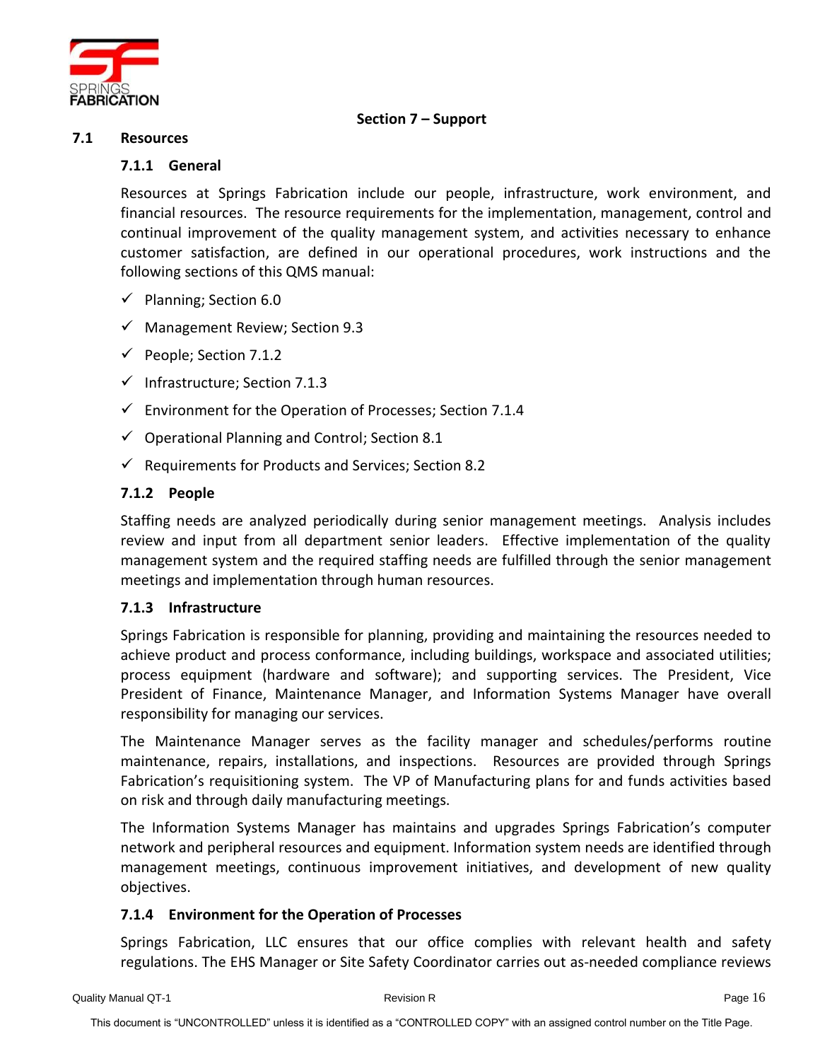# Section 7 – Support

## 7.1 Resources

### 7.1.1 General

Resources at Springs Fabrication include our people, infrastructure, work environment, and financial resources. The resource requirements for the implementation, management, control and continual improvement of the quality management system, and activities necessary to enhance customer satisfaction, are defined in our operational procedures, work instructions and the following sections of this QMS manual:

- ✓ Planning; Section 6.0
- ✓ Management Review; Section 9.3
- ✓ People; Section 7.1.2
- ✓ Infrastructure; Section 7.1.3
- ✓ Environment for the Operation of Processes; Section 7.1.4
- ✓ Operational Planning and Control; Section 8.1
- ✓ Requirements for Products and Services; Section 8.2

### 7.1.2 People

Staffing needs are analyzed periodically during senior management meetings. Analysis includes review and input from all department senior leaders. Effective implementation of the quality management system and the required staffing needs are fulfilled through the senior management meetings and implementation through human resources.

### 7.1.3 Infrastructure

Springs Fabrication is responsible for planning, providing and maintaining the resources needed to achieve product and process conformance, including buildings, workspace and associated utilities; process equipment (hardware and software); and supporting services. The President, Vice President of Finance, Maintenance Manager, and Information Systems Manager have overall responsibility for managing our services.

The Maintenance Manager serves as the facility manager and schedules/performs routine maintenance, repairs, installations, and inspections. Resources are provided through Springs Fabrication's requisitioning system. The VP of Manufacturing plans for and funds activities based on risk and through daily manufacturing meetings.

The Information Systems Manager has maintains and upgrades Springs Fabrication's computer network and peripheral resources and equipment. Information system needs are identified through management meetings, continuous improvement initiatives, and development of new quality objectives.

### 7.1.4 Environment for the Operation of Processes

Springs Fabrication, LLC ensures that our office complies with relevant health and safety regulations. The EHS Manager or Site Safety Coordinator carries out as-needed compliance reviews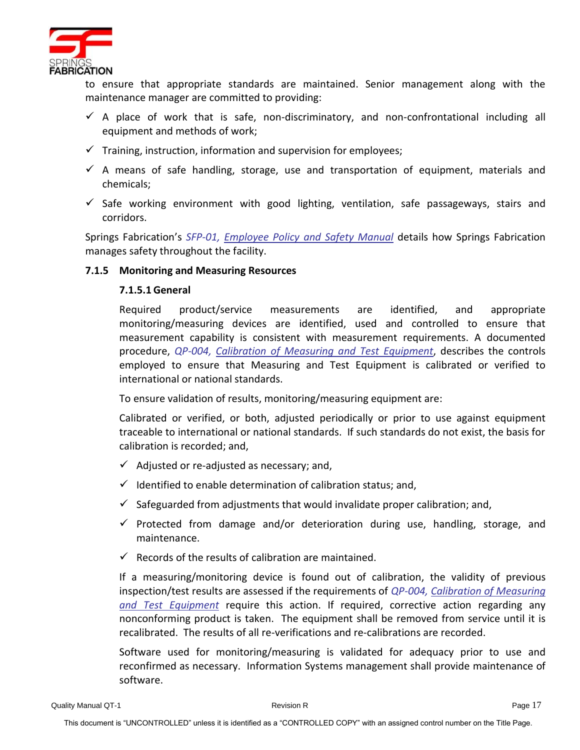to ensure that appropriate standards are maintained. Senior management along with the maintenance manager are committed to providing:

- ✓ A place of work that is safe, non-discriminatory, and non-confrontational including all equipment and methods of work;
- ✓ Training, instruction, information and supervision for employees;
- ✓ A means of safe handling, storage, use and transportation of equipment, materials and chemicals;
- ✓ Safe working environment with good lighting, ventilation, safe passageways, stairs and corridors.

Springs Fabrication's *SFP-01, Employee Policy and Safety Manual* details how Springs Fabrication manages safety throughout the facility.

### 7.1.5 Monitoring and Measuring Resources

#### 7.1.5.1 General

Required product/service measurements are identified, and appropriate monitoring/measuring devices are identified, used and controlled to ensure that measurement capability is consistent with measurement requirements. A documented procedure, *QP-004, Calibration of Measuring and Test Equipment*, describes the controls employed to ensure that Measuring and Test Equipment is calibrated or verified to international or national standards.

To ensure validation of results, monitoring/measuring equipment are:

Calibrated or verified, or both, adjusted periodically or prior to use against equipment traceable to international or national standards. If such standards do not exist, the basis for calibration is recorded; and,

- ✓ Adjusted or re-adjusted as necessary; and,
- ✓ Identified to enable determination of calibration status; and,
- ✓ Safeguarded from adjustments that would invalidate proper calibration; and,
- ✓ Protected from damage and/or deterioration during use, handling, storage, and maintenance.
- ✓ Records of the results of calibration are maintained.

If a measuring/monitoring device is found out of calibration, the validity of previous inspection/test results are assessed if the requirements of *QP-004, Calibration of Measuring and Test Equipment* require this action. If required, corrective action regarding any nonconforming product is taken. The equipment shall be removed from service until it is recalibrated. The results of all re-verifications and re-calibrations are recorded.

Software used for monitoring/measuring is validated for adequacy prior to use and reconfirmed as necessary. Information Systems management shall provide maintenance of software.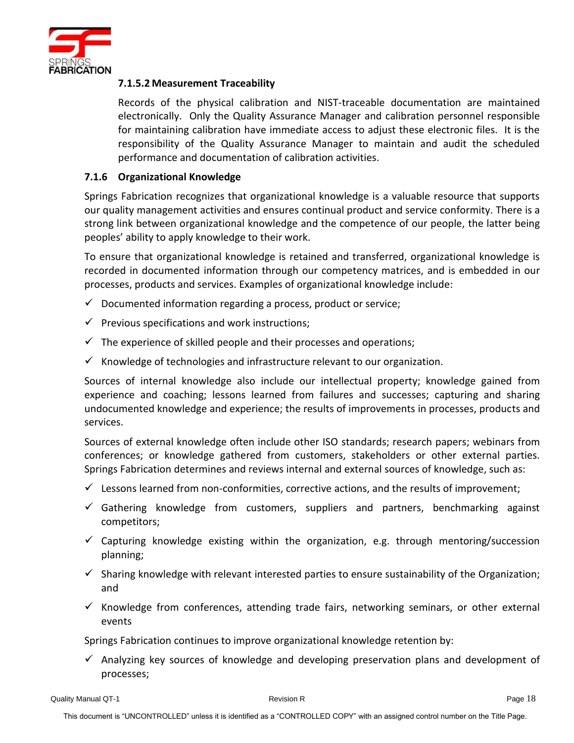#### 7.1.5.2 Measurement Traceability

Records of the physical calibration and NIST-traceable documentation are maintained electronically. Only the Quality Assurance Manager and calibration personnel responsible for maintaining calibration have immediate access to adjust these electronic files. It is the responsibility of the Quality Assurance Manager to maintain and audit the scheduled performance and documentation of calibration activities.

### 7.1.6 Organizational Knowledge

Springs Fabrication recognizes that organizational knowledge is a valuable resource that supports our quality management activities and ensures continual product and service conformity. There is a strong link between organizational knowledge and the competence of our people, the latter being peoples' ability to apply knowledge to their work.

To ensure that organizational knowledge is retained and transferred, organizational knowledge is recorded in documented information through our competency matrices, and is embedded in our processes, products and services. Examples of organizational knowledge include:

- ✓ Documented information regarding a process, product or service;
- ✓ Previous specifications and work instructions;
- ✓ The experience of skilled people and their processes and operations;
- ✓ Knowledge of technologies and infrastructure relevant to our organization.

Sources of internal knowledge also include our intellectual property; knowledge gained from experience and coaching; lessons learned from failures and successes; capturing and sharing undocumented knowledge and experience; the results of improvements in processes, products and services.

Sources of external knowledge often include other ISO standards; research papers; webinars from conferences; or knowledge gathered from customers, stakeholders or other external parties. Springs Fabrication determines and reviews internal and external sources of knowledge, such as:

- ✓ Lessons learned from non-conformities, corrective actions, and the results of improvement;
- ✓ Gathering knowledge from customers, suppliers and partners, benchmarking against competitors;
- ✓ Capturing knowledge existing within the organization, e.g. through mentoring/succession planning;
- ✓ Sharing knowledge with relevant interested parties to ensure sustainability of the Organization; and
- ✓ Knowledge from conferences, attending trade fairs, networking seminars, or other external events

Springs Fabrication continues to improve organizational knowledge retention by:

- ✓ Analyzing key sources of knowledge and developing preservation plans and development of processes;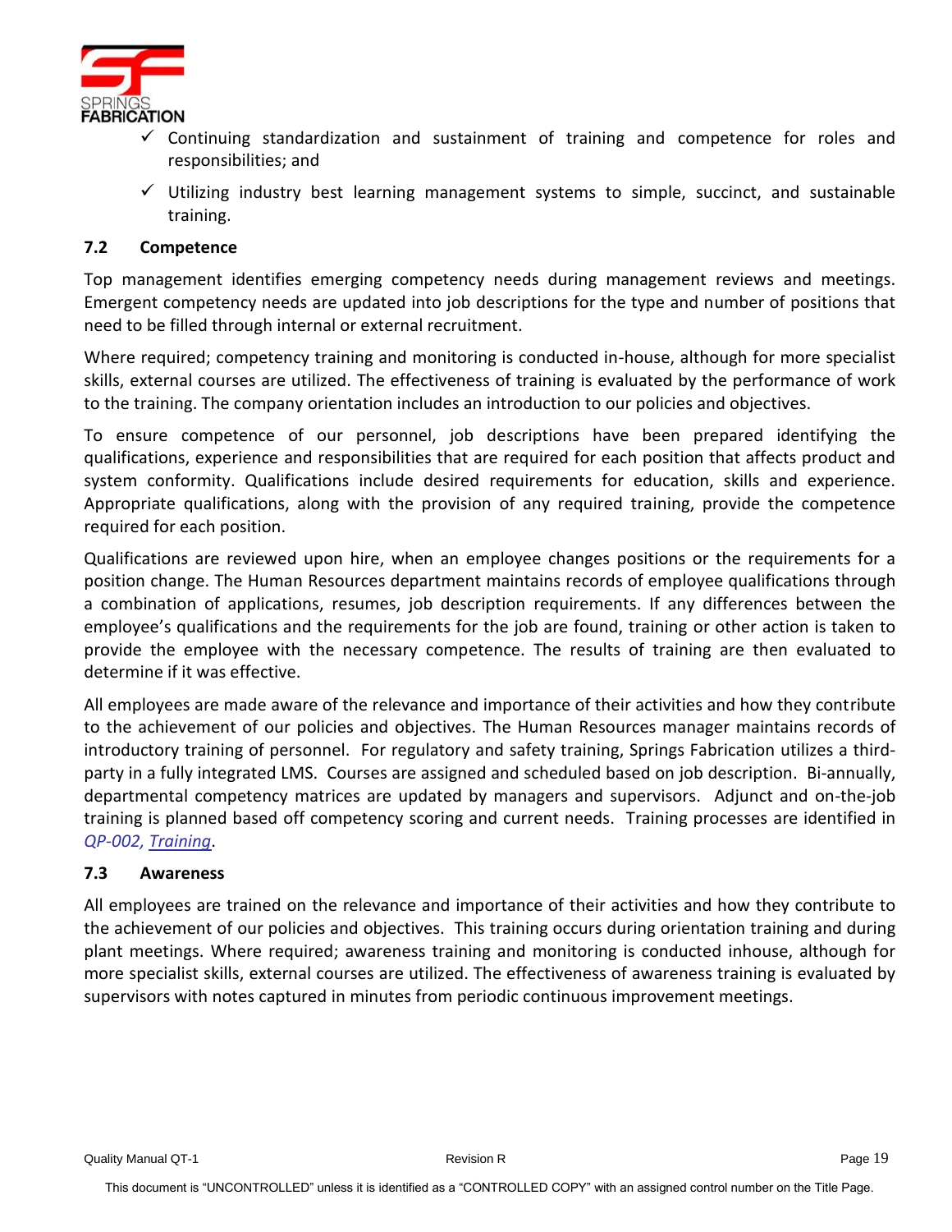- ✓ Continuing standardization and sustainment of training and competence for roles and responsibilities; and
- ✓ Utilizing industry best learning management systems to simple, succinct, and sustainable training.

### 7.2 Competence

Top management identifies emerging competency needs during management reviews and meetings. Emergent competency needs are updated into job descriptions for the type and number of positions that need to be filled through internal or external recruitment.

Where required; competency training and monitoring is conducted in-house, although for more specialist skills, external courses are utilized. The effectiveness of training is evaluated by the performance of work to the training. The company orientation includes an introduction to our policies and objectives.

To ensure competence of our personnel, job descriptions have been prepared identifying the qualifications, experience and responsibilities that are required for each position that affects product and system conformity. Qualifications include desired requirements for education, skills and experience. Appropriate qualifications, along with the provision of any required training, provide the competence required for each position.

Qualifications are reviewed upon hire, when an employee changes positions or the requirements for a position change. The Human Resources department maintains records of employee qualifications through a combination of applications, resumes, job description requirements. If any differences between the employee's qualifications and the requirements for the job are found, training or other action is taken to provide the employee with the necessary competence. The results of training are then evaluated to determine if it was effective.

All employees are made aware of the relevance and importance of their activities and how they contribute to the achievement of our policies and objectives. The Human Resources manager maintains records of introductory training of personnel. For regulatory and safety training, Springs Fabrication utilizes a third-party in a fully integrated LMS. Courses are assigned and scheduled based on job description. Bi-annually, departmental competency matrices are updated by managers and supervisors. Adjunct and on-the-job training is planned based off competency scoring and current needs. Training processes are identified in *QP-002, Training*.

### 7.3 Awareness

All employees are trained on the relevance and importance of their activities and how they contribute to the achievement of our policies and objectives. This training occurs during orientation training and during plant meetings. Where required; awareness training and monitoring is conducted inhouse, although for more specialist skills, external courses are utilized. The effectiveness of awareness training is evaluated by supervisors with notes captured in minutes from periodic continuous improvement meetings.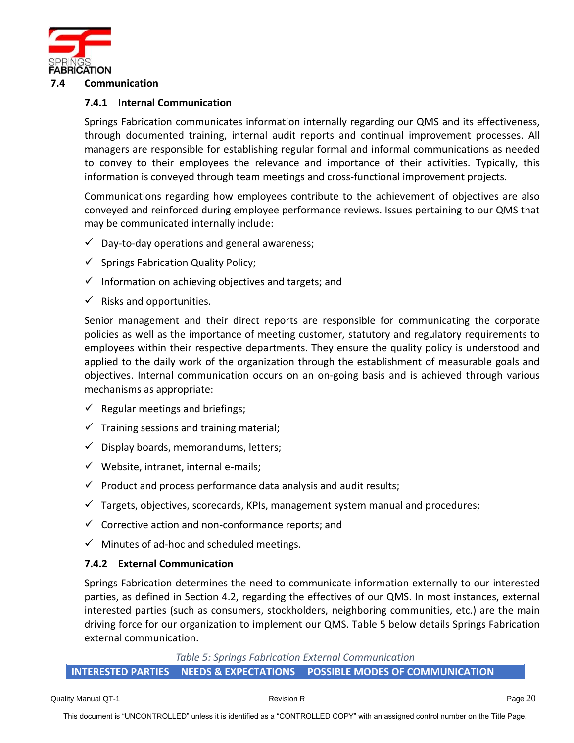## 7.4 Communication

### 7.4.1 Internal Communication

Springs Fabrication communicates information internally regarding our QMS and its effectiveness, through documented training, internal audit reports and continual improvement processes. All managers are responsible for establishing regular formal and informal communications as needed to convey to their employees the relevance and importance of their activities. Typically, this information is conveyed through team meetings and cross-functional improvement projects.

Communications regarding how employees contribute to the achievement of objectives are also conveyed and reinforced during employee performance reviews. Issues pertaining to our QMS that may be communicated internally include:

- ✓ Day-to-day operations and general awareness;
- ✓ Springs Fabrication Quality Policy;
- ✓ Information on achieving objectives and targets; and
- ✓ Risks and opportunities.

Senior management and their direct reports are responsible for communicating the corporate policies as well as the importance of meeting customer, statutory and regulatory requirements to employees within their respective departments. They ensure the quality policy is understood and applied to the daily work of the organization through the establishment of measurable goals and objectives. Internal communication occurs on an on-going basis and is achieved through various mechanisms as appropriate:

- ✓ Regular meetings and briefings;
- ✓ Training sessions and training material;
- ✓ Display boards, memorandums, letters;
- ✓ Website, intranet, internal e-mails;
- ✓ Product and process performance data analysis and audit results;
- ✓ Targets, objectives, scorecards, KPIs, management system manual and procedures;
- ✓ Corrective action and non-conformance reports; and
- ✓ Minutes of ad-hoc and scheduled meetings.

### 7.4.2 External Communication

Springs Fabrication determines the need to communicate information externally to our interested parties, as defined in Section 4.2, regarding the effectives of our QMS. In most instances, external interested parties (such as consumers, stockholders, neighboring communities, etc.) are the main driving force for our organization to implement our QMS. Table 5 below details Springs Fabrication external communication.

*Table 5: Springs Fabrication External Communication*

| INTERESTED PARTIES | NEEDS & EXPECTATIONS | POSSIBLE MODES OF COMMUNICATION |
| --- | --- | --- |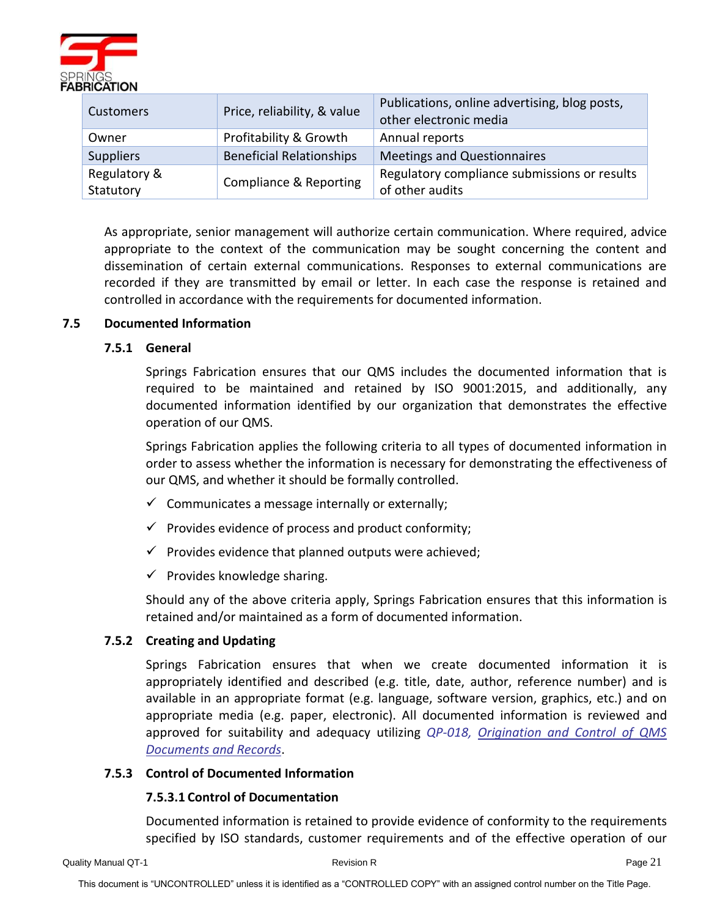| Customers | Price, reliability, & value | Publications, online advertising, blog posts, other electronic media |
|---|---|---|
| Owner | Profitability & Growth | Annual reports |
| Suppliers | Beneficial Relationships | Meetings and Questionnaires |
| Regulatory & Statutory | Compliance & Reporting | Regulatory compliance submissions or results of other audits |

As appropriate, senior management will authorize certain communication. Where required, advice appropriate to the context of the communication may be sought concerning the content and dissemination of certain external communications. Responses to external communications are recorded if they are transmitted by email or letter. In each case the response is retained and controlled in accordance with the requirements for documented information.

## 7.5 Documented Information

### 7.5.1 General

Springs Fabrication ensures that our QMS includes the documented information that is required to be maintained and retained by ISO 9001:2015, and additionally, any documented information identified by our organization that demonstrates the effective operation of our QMS.

Springs Fabrication applies the following criteria to all types of documented information in order to assess whether the information is necessary for demonstrating the effectiveness of our QMS, and whether it should be formally controlled.

- ✓ Communicates a message internally or externally;
- ✓ Provides evidence of process and product conformity;
- ✓ Provides evidence that planned outputs were achieved;
- ✓ Provides knowledge sharing.

Should any of the above criteria apply, Springs Fabrication ensures that this information is retained and/or maintained as a form of documented information.

### 7.5.2 Creating and Updating

Springs Fabrication ensures that when we create documented information it is appropriately identified and described (e.g. title, date, author, reference number) and is available in an appropriate format (e.g. language, software version, graphics, etc.) and on appropriate media (e.g. paper, electronic). All documented information is reviewed and approved for suitability and adequacy utilizing *QP-018, Origination and Control of QMS Documents and Records*.

### 7.5.3 Control of Documented Information

#### 7.5.3.1 Control of Documentation

Documented information is retained to provide evidence of conformity to the requirements specified by ISO standards, customer requirements and of the effective operation of our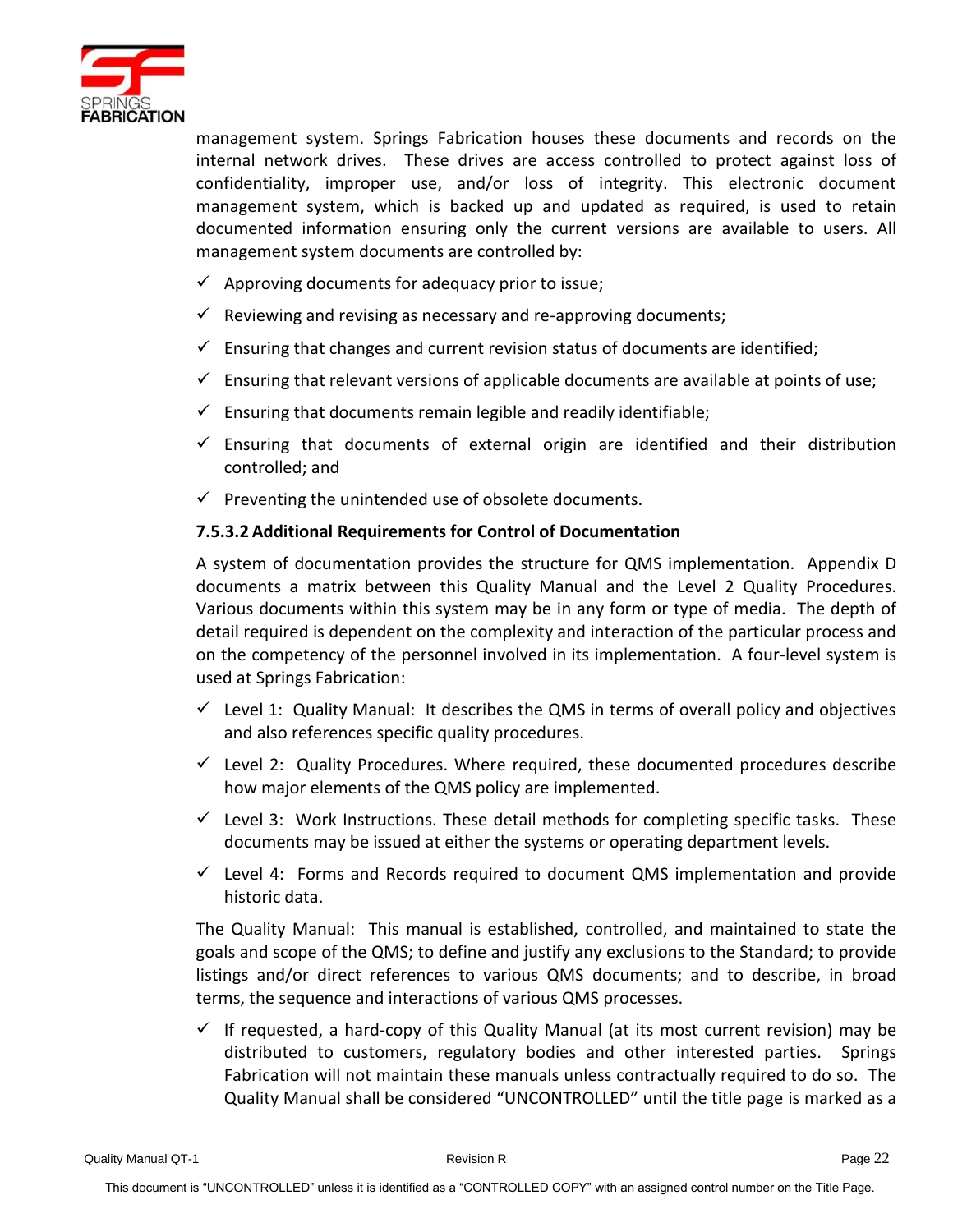management system. Springs Fabrication houses these documents and records on the internal network drives. These drives are access controlled to protect against loss of confidentiality, improper use, and/or loss of integrity. This electronic document management system, which is backed up and updated as required, is used to retain documented information ensuring only the current versions are available to users. All management system documents are controlled by:

- ✓ Approving documents for adequacy prior to issue;
- ✓ Reviewing and revising as necessary and re-approving documents;
- ✓ Ensuring that changes and current revision status of documents are identified;
- ✓ Ensuring that relevant versions of applicable documents are available at points of use;
- ✓ Ensuring that documents remain legible and readily identifiable;
- ✓ Ensuring that documents of external origin are identified and their distribution controlled; and
- ✓ Preventing the unintended use of obsolete documents.

**7.5.3.2 Additional Requirements for Control of Documentation**

A system of documentation provides the structure for QMS implementation. Appendix D documents a matrix between this Quality Manual and the Level 2 Quality Procedures. Various documents within this system may be in any form or type of media. The depth of detail required is dependent on the complexity and interaction of the particular process and on the competency of the personnel involved in its implementation. A four-level system is used at Springs Fabrication:

- ✓ Level 1: Quality Manual: It describes the QMS in terms of overall policy and objectives and also references specific quality procedures.
- ✓ Level 2: Quality Procedures. Where required, these documented procedures describe how major elements of the QMS policy are implemented.
- ✓ Level 3: Work Instructions. These detail methods for completing specific tasks. These documents may be issued at either the systems or operating department levels.
- ✓ Level 4: Forms and Records required to document QMS implementation and provide historic data.

The Quality Manual: This manual is established, controlled, and maintained to state the goals and scope of the QMS; to define and justify any exclusions to the Standard; to provide listings and/or direct references to various QMS documents; and to describe, in broad terms, the sequence and interactions of various QMS processes.

- ✓ If requested, a hard-copy of this Quality Manual (at its most current revision) may be distributed to customers, regulatory bodies and other interested parties. Springs Fabrication will not maintain these manuals unless contractually required to do so. The Quality Manual shall be considered "UNCONTROLLED" until the title page is marked as a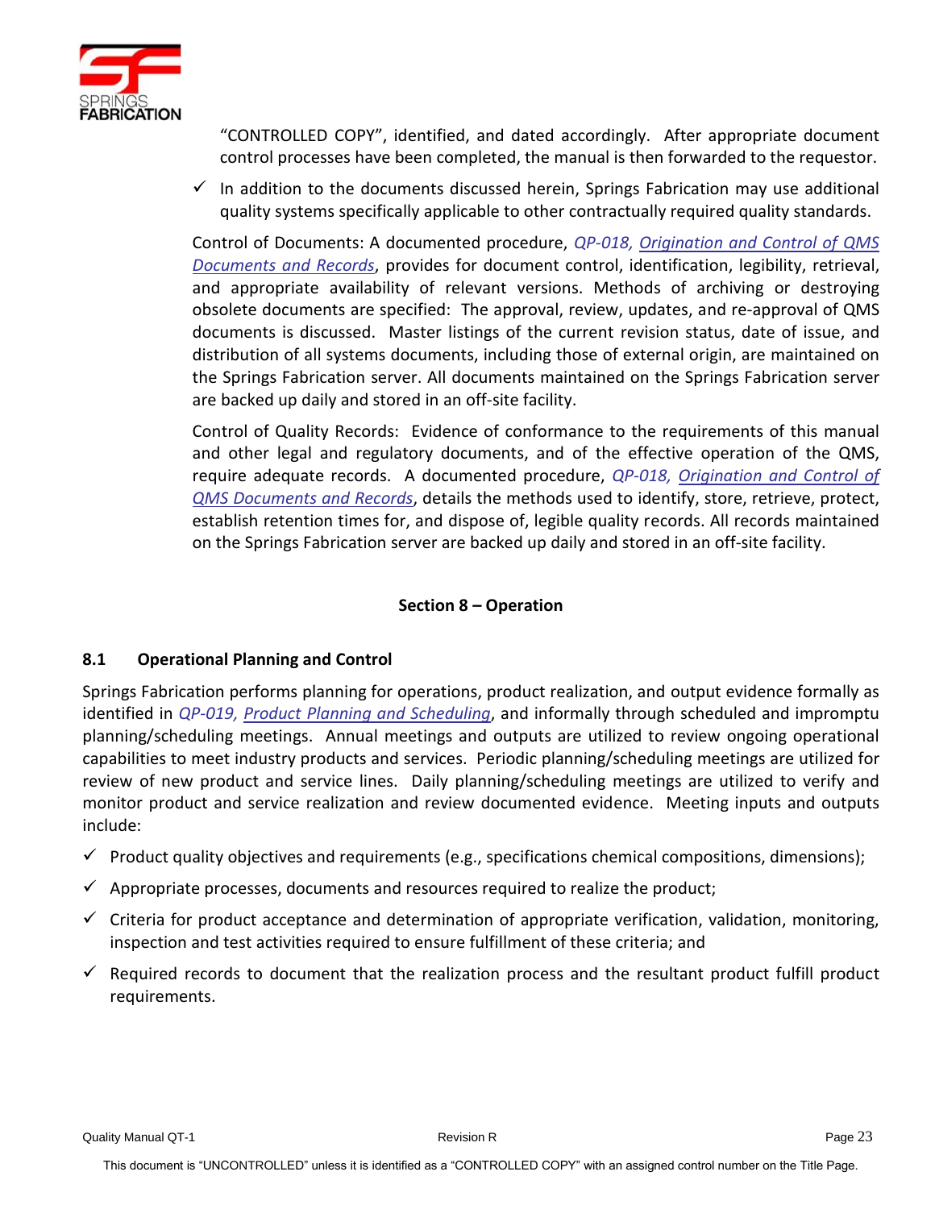"CONTROLLED COPY", identified, and dated accordingly. After appropriate document control processes have been completed, the manual is then forwarded to the requestor.

- ✓ In addition to the documents discussed herein, Springs Fabrication may use additional quality systems specifically applicable to other contractually required quality standards.

Control of Documents: A documented procedure, *QP-018, Origination and Control of QMS Documents and Records*, provides for document control, identification, legibility, retrieval, and appropriate availability of relevant versions. Methods of archiving or destroying obsolete documents are specified: The approval, review, updates, and re-approval of QMS documents is discussed. Master listings of the current revision status, date of issue, and distribution of all systems documents, including those of external origin, are maintained on the Springs Fabrication server. All documents maintained on the Springs Fabrication server are backed up daily and stored in an off-site facility.

Control of Quality Records: Evidence of conformance to the requirements of this manual and other legal and regulatory documents, and of the effective operation of the QMS, require adequate records. A documented procedure, *QP-018, Origination and Control of QMS Documents and Records*, details the methods used to identify, store, retrieve, protect, establish retention times for, and dispose of, legible quality records. All records maintained on the Springs Fabrication server are backed up daily and stored in an off-site facility.

## Section 8 – Operation

### 8.1 Operational Planning and Control

Springs Fabrication performs planning for operations, product realization, and output evidence formally as identified in *QP-019, Product Planning and Scheduling*, and informally through scheduled and impromptu planning/scheduling meetings. Annual meetings and outputs are utilized to review ongoing operational capabilities to meet industry products and services. Periodic planning/scheduling meetings are utilized for review of new product and service lines. Daily planning/scheduling meetings are utilized to verify and monitor product and service realization and review documented evidence. Meeting inputs and outputs include:

- ✓ Product quality objectives and requirements (e.g., specifications chemical compositions, dimensions);
- ✓ Appropriate processes, documents and resources required to realize the product;
- ✓ Criteria for product acceptance and determination of appropriate verification, validation, monitoring, inspection and test activities required to ensure fulfillment of these criteria; and
- ✓ Required records to document that the realization process and the resultant product fulfill product requirements.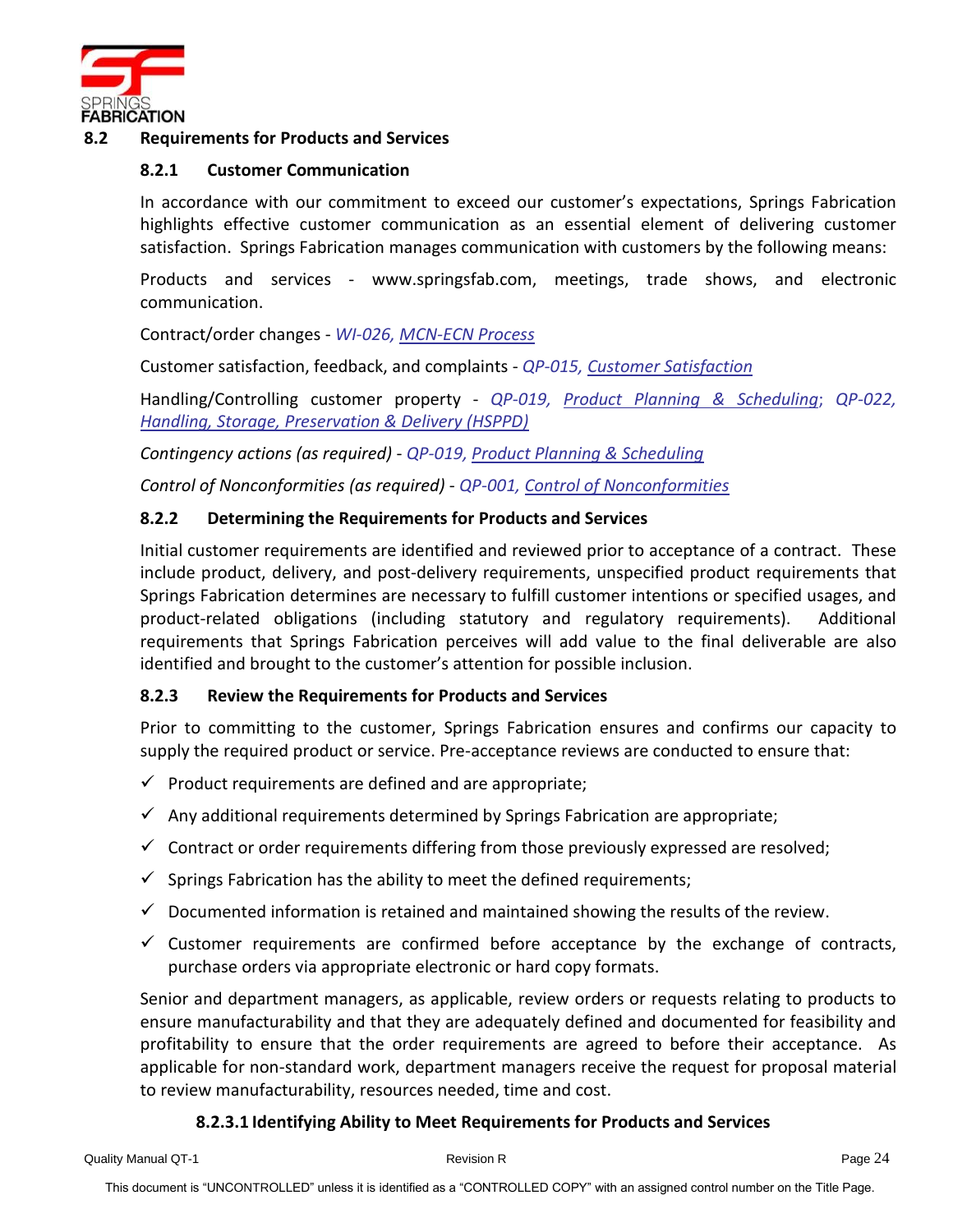## 8.2 Requirements for Products and Services

### 8.2.1 Customer Communication

In accordance with our commitment to exceed our customer's expectations, Springs Fabrication highlights effective customer communication as an essential element of delivering customer satisfaction. Springs Fabrication manages communication with customers by the following means:

Products and services - www.springsfab.com, meetings, trade shows, and electronic communication.

Contract/order changes - *WI-026, MCN-ECN Process*

Customer satisfaction, feedback, and complaints - *QP-015, Customer Satisfaction*

Handling/Controlling customer property - *QP-019, Product Planning & Scheduling*; *QP-022, Handling, Storage, Preservation & Delivery (HSPPD)*

*Contingency actions (as required)* - *QP-019, Product Planning & Scheduling*

*Control of Nonconformities (as required)* - *QP-001, Control of Nonconformities*

### 8.2.2 Determining the Requirements for Products and Services

Initial customer requirements are identified and reviewed prior to acceptance of a contract. These include product, delivery, and post-delivery requirements, unspecified product requirements that Springs Fabrication determines are necessary to fulfill customer intentions or specified usages, and product-related obligations (including statutory and regulatory requirements). Additional requirements that Springs Fabrication perceives will add value to the final deliverable are also identified and brought to the customer's attention for possible inclusion.

### 8.2.3 Review the Requirements for Products and Services

Prior to committing to the customer, Springs Fabrication ensures and confirms our capacity to supply the required product or service. Pre-acceptance reviews are conducted to ensure that:

- ✓ Product requirements are defined and are appropriate;
- ✓ Any additional requirements determined by Springs Fabrication are appropriate;
- ✓ Contract or order requirements differing from those previously expressed are resolved;
- ✓ Springs Fabrication has the ability to meet the defined requirements;
- ✓ Documented information is retained and maintained showing the results of the review.
- ✓ Customer requirements are confirmed before acceptance by the exchange of contracts, purchase orders via appropriate electronic or hard copy formats.

Senior and department managers, as applicable, review orders or requests relating to products to ensure manufacturability and that they are adequately defined and documented for feasibility and profitability to ensure that the order requirements are agreed to before their acceptance. As applicable for non-standard work, department managers receive the request for proposal material to review manufacturability, resources needed, time and cost.

#### 8.2.3.1 Identifying Ability to Meet Requirements for Products and Services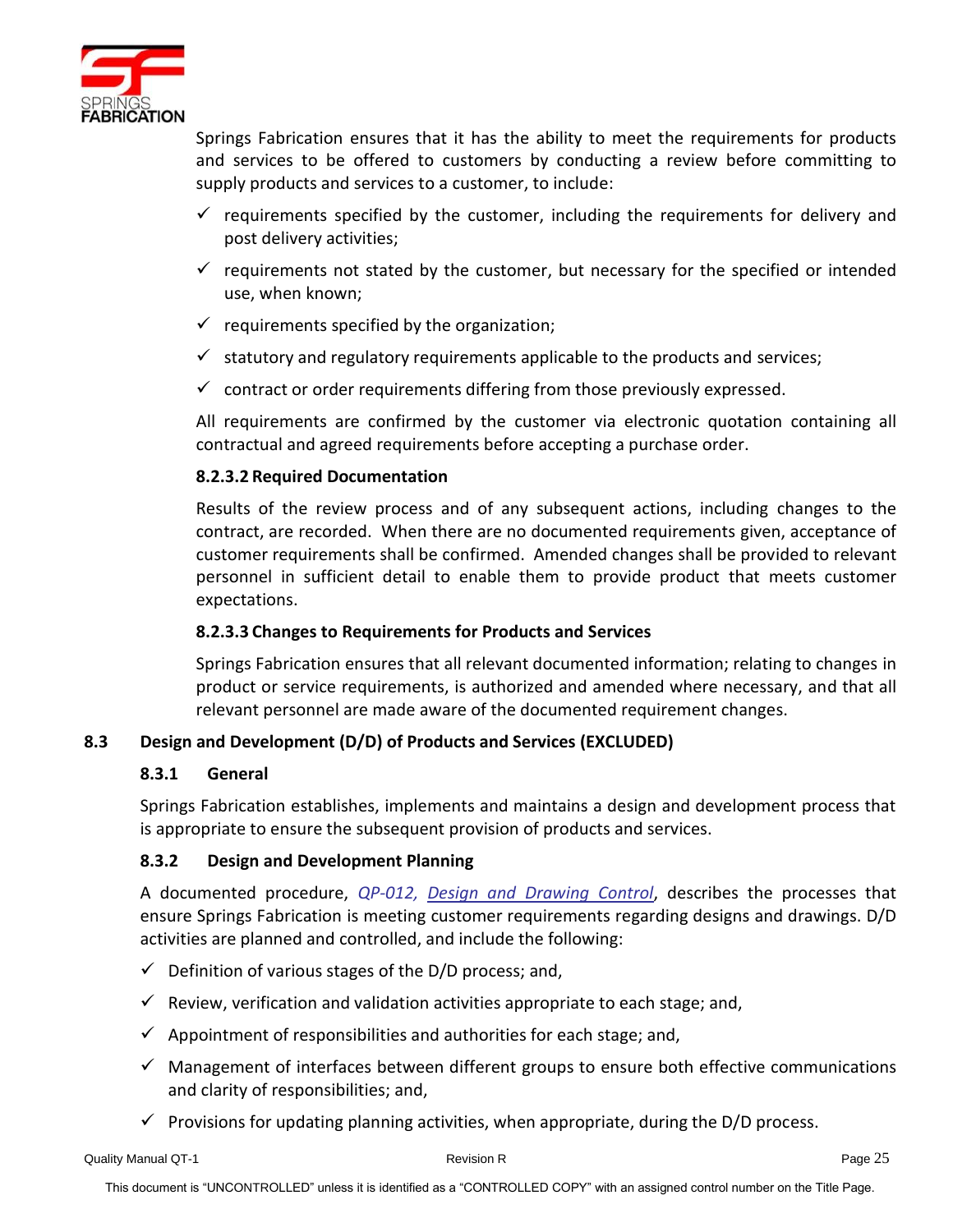Springs Fabrication ensures that it has the ability to meet the requirements for products and services to be offered to customers by conducting a review before committing to supply products and services to a customer, to include:

- ✓ requirements specified by the customer, including the requirements for delivery and post delivery activities;
- ✓ requirements not stated by the customer, but necessary for the specified or intended use, when known;
- ✓ requirements specified by the organization;
- ✓ statutory and regulatory requirements applicable to the products and services;
- ✓ contract or order requirements differing from those previously expressed.

All requirements are confirmed by the customer via electronic quotation containing all contractual and agreed requirements before accepting a purchase order.

#### 8.2.3.2 Required Documentation

Results of the review process and of any subsequent actions, including changes to the contract, are recorded. When there are no documented requirements given, acceptance of customer requirements shall be confirmed. Amended changes shall be provided to relevant personnel in sufficient detail to enable them to provide product that meets customer expectations.

#### 8.2.3.3 Changes to Requirements for Products and Services

Springs Fabrication ensures that all relevant documented information; relating to changes in product or service requirements, is authorized and amended where necessary, and that all relevant personnel are made aware of the documented requirement changes.

## 8.3 Design and Development (D/D) of Products and Services (EXCLUDED)

### 8.3.1 General

Springs Fabrication establishes, implements and maintains a design and development process that is appropriate to ensure the subsequent provision of products and services.

### 8.3.2 Design and Development Planning

A documented procedure, *QP-012, Design and Drawing Control*, describes the processes that ensure Springs Fabrication is meeting customer requirements regarding designs and drawings. D/D activities are planned and controlled, and include the following:

- ✓ Definition of various stages of the D/D process; and,
- ✓ Review, verification and validation activities appropriate to each stage; and,
- ✓ Appointment of responsibilities and authorities for each stage; and,
- ✓ Management of interfaces between different groups to ensure both effective communications and clarity of responsibilities; and,
- ✓ Provisions for updating planning activities, when appropriate, during the D/D process.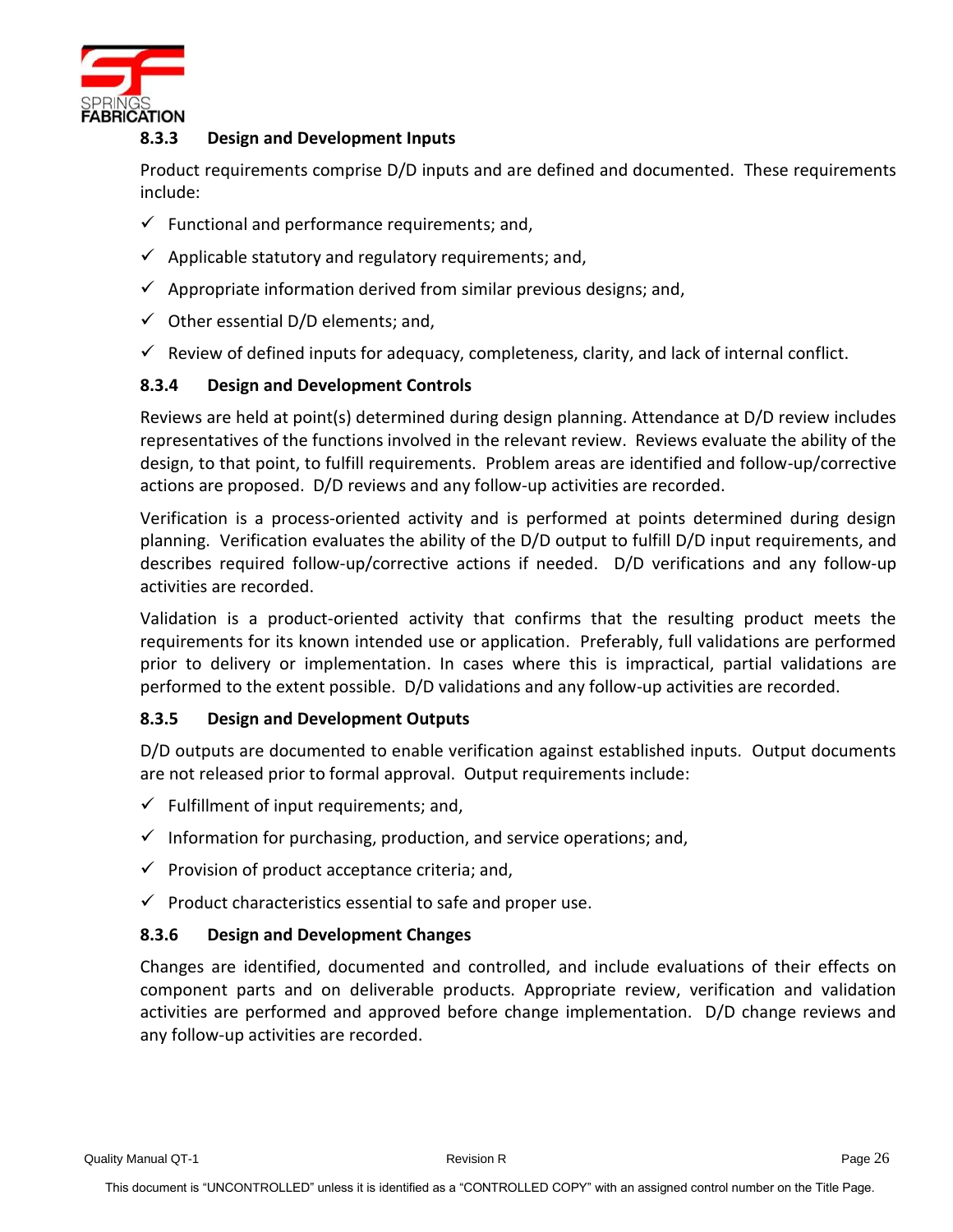### 8.3.3 Design and Development Inputs

Product requirements comprise D/D inputs and are defined and documented. These requirements include:

- ✓ Functional and performance requirements; and,
- ✓ Applicable statutory and regulatory requirements; and,
- ✓ Appropriate information derived from similar previous designs; and,
- ✓ Other essential D/D elements; and,
- ✓ Review of defined inputs for adequacy, completeness, clarity, and lack of internal conflict.

### 8.3.4 Design and Development Controls

Reviews are held at point(s) determined during design planning. Attendance at D/D review includes representatives of the functions involved in the relevant review. Reviews evaluate the ability of the design, to that point, to fulfill requirements. Problem areas are identified and follow-up/corrective actions are proposed. D/D reviews and any follow-up activities are recorded.

Verification is a process-oriented activity and is performed at points determined during design planning. Verification evaluates the ability of the D/D output to fulfill D/D input requirements, and describes required follow-up/corrective actions if needed. D/D verifications and any follow-up activities are recorded.

Validation is a product-oriented activity that confirms that the resulting product meets the requirements for its known intended use or application. Preferably, full validations are performed prior to delivery or implementation. In cases where this is impractical, partial validations are performed to the extent possible. D/D validations and any follow-up activities are recorded.

### 8.3.5 Design and Development Outputs

D/D outputs are documented to enable verification against established inputs. Output documents are not released prior to formal approval. Output requirements include:

- ✓ Fulfillment of input requirements; and,
- ✓ Information for purchasing, production, and service operations; and,
- ✓ Provision of product acceptance criteria; and,
- ✓ Product characteristics essential to safe and proper use.

### 8.3.6 Design and Development Changes

Changes are identified, documented and controlled, and include evaluations of their effects on component parts and on deliverable products. Appropriate review, verification and validation activities are performed and approved before change implementation. D/D change reviews and any follow-up activities are recorded.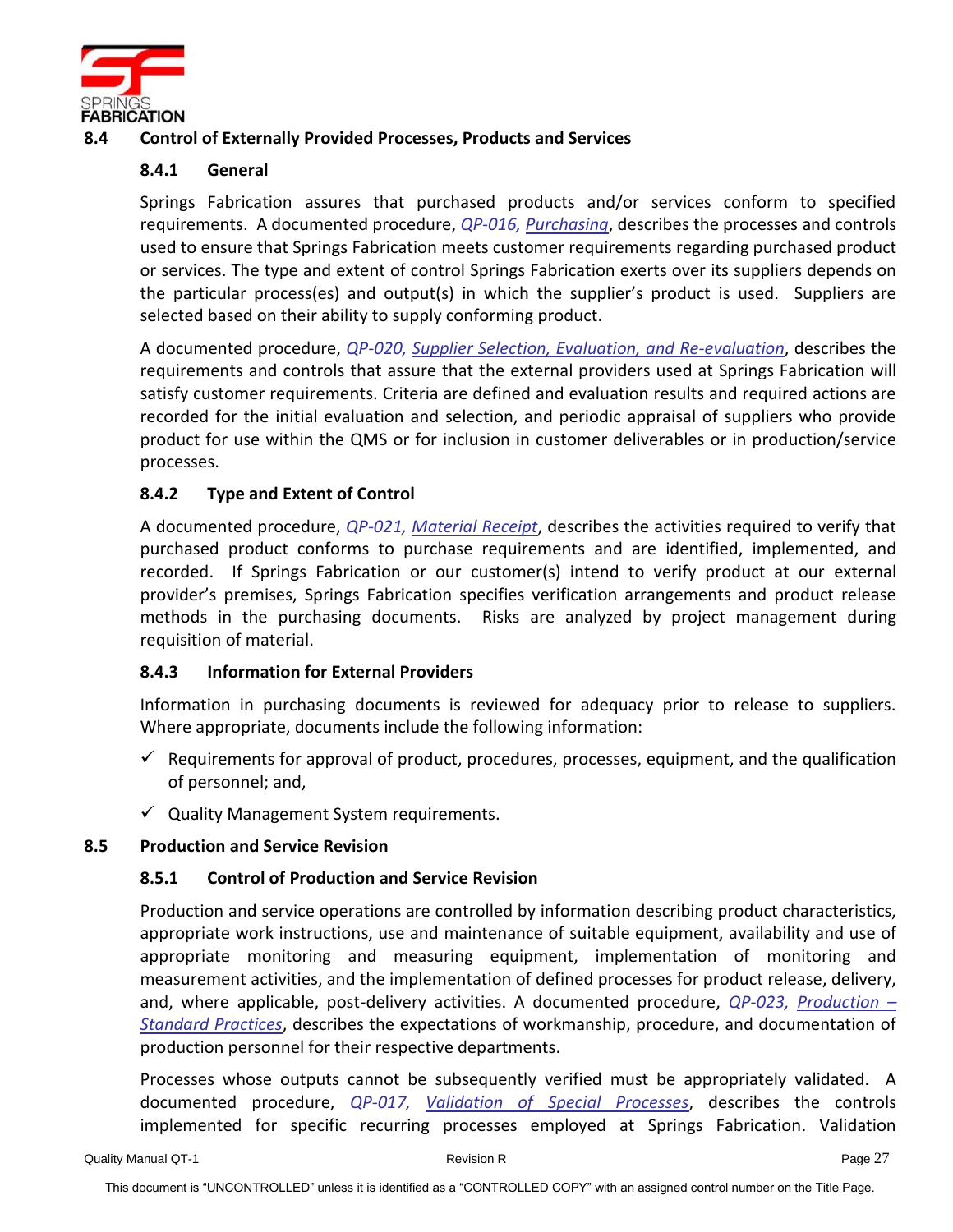## 8.4 Control of Externally Provided Processes, Products and Services

### 8.4.1 General

Springs Fabrication assures that purchased products and/or services conform to specified requirements. A documented procedure, *QP-016, Purchasing*, describes the processes and controls used to ensure that Springs Fabrication meets customer requirements regarding purchased product or services. The type and extent of control Springs Fabrication exerts over its suppliers depends on the particular process(es) and output(s) in which the supplier's product is used. Suppliers are selected based on their ability to supply conforming product.

A documented procedure, *QP-020, Supplier Selection, Evaluation, and Re-evaluation*, describes the requirements and controls that assure that the external providers used at Springs Fabrication will satisfy customer requirements. Criteria are defined and evaluation results and required actions are recorded for the initial evaluation and selection, and periodic appraisal of suppliers who provide product for use within the QMS or for inclusion in customer deliverables or in production/service processes.

### 8.4.2 Type and Extent of Control

A documented procedure, *QP-021, Material Receipt*, describes the activities required to verify that purchased product conforms to purchase requirements and are identified, implemented, and recorded. If Springs Fabrication or our customer(s) intend to verify product at our external provider's premises, Springs Fabrication specifies verification arrangements and product release methods in the purchasing documents. Risks are analyzed by project management during requisition of material.

### 8.4.3 Information for External Providers

Information in purchasing documents is reviewed for adequacy prior to release to suppliers. Where appropriate, documents include the following information:

- ✓ Requirements for approval of product, procedures, processes, equipment, and the qualification of personnel; and,
- ✓ Quality Management System requirements.

## 8.5 Production and Service Revision

### 8.5.1 Control of Production and Service Revision

Production and service operations are controlled by information describing product characteristics, appropriate work instructions, use and maintenance of suitable equipment, availability and use of appropriate monitoring and measuring equipment, implementation of monitoring and measurement activities, and the implementation of defined processes for product release, delivery, and, where applicable, post-delivery activities. A documented procedure, *QP-023, Production – Standard Practices*, describes the expectations of workmanship, procedure, and documentation of production personnel for their respective departments.

Processes whose outputs cannot be subsequently verified must be appropriately validated. A documented procedure, *QP-017, Validation of Special Processes*, describes the controls implemented for specific recurring processes employed at Springs Fabrication. Validation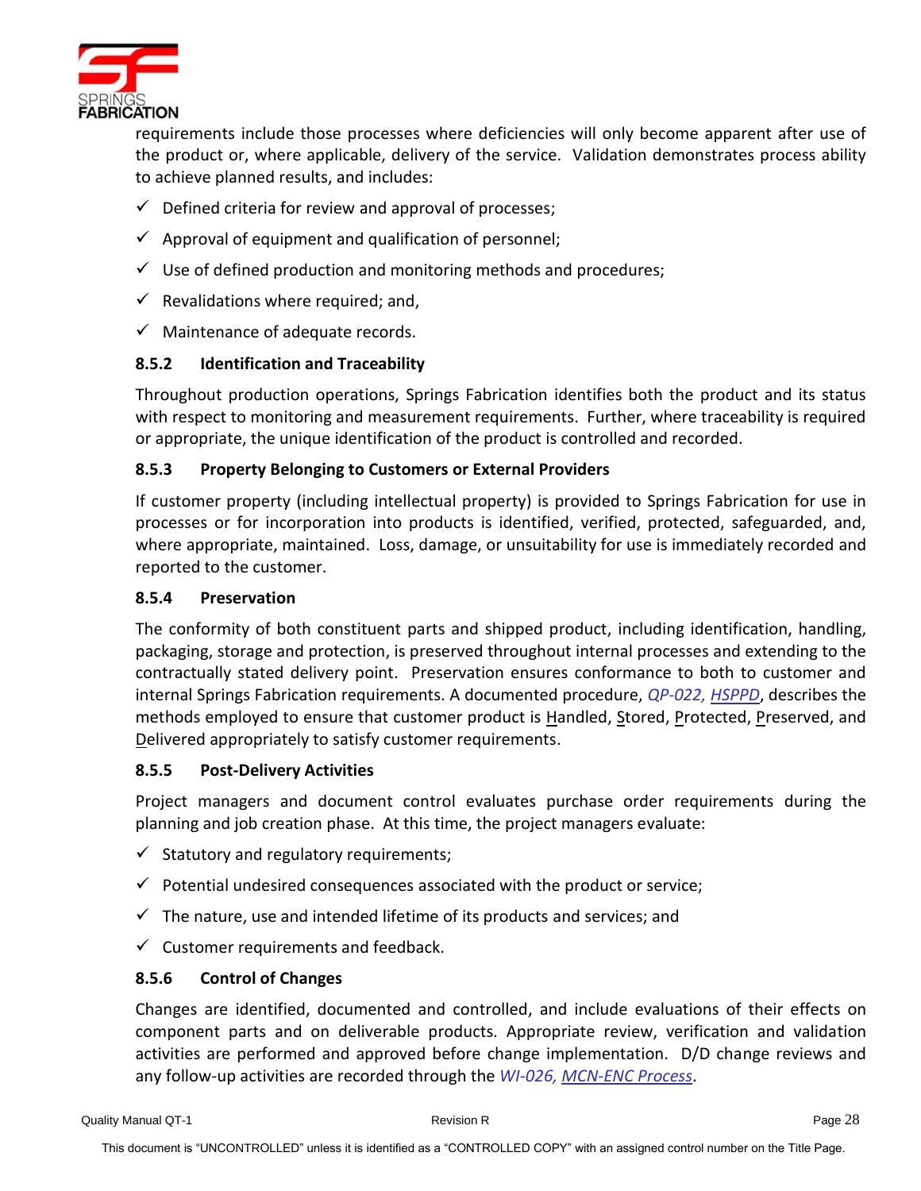requirements include those processes where deficiencies will only become apparent after use of the product or, where applicable, delivery of the service. Validation demonstrates process ability to achieve planned results, and includes:

- ✓ Defined criteria for review and approval of processes;
- ✓ Approval of equipment and qualification of personnel;
- ✓ Use of defined production and monitoring methods and procedures;
- ✓ Revalidations where required; and,
- ✓ Maintenance of adequate records.

### 8.5.2 Identification and Traceability

Throughout production operations, Springs Fabrication identifies both the product and its status with respect to monitoring and measurement requirements. Further, where traceability is required or appropriate, the unique identification of the product is controlled and recorded.

### 8.5.3 Property Belonging to Customers or External Providers

If customer property (including intellectual property) is provided to Springs Fabrication for use in processes or for incorporation into products is identified, verified, protected, safeguarded, and, where appropriate, maintained. Loss, damage, or unsuitability for use is immediately recorded and reported to the customer.

### 8.5.4 Preservation

The conformity of both constituent parts and shipped product, including identification, handling, packaging, storage and protection, is preserved throughout internal processes and extending to the contractually stated delivery point. Preservation ensures conformance to both to customer and internal Springs Fabrication requirements. A documented procedure, *QP-022, HSPPD*, describes the methods employed to ensure that customer product is Handled, Stored, Protected, Preserved, and Delivered appropriately to satisfy customer requirements.

### 8.5.5 Post-Delivery Activities

Project managers and document control evaluates purchase order requirements during the planning and job creation phase. At this time, the project managers evaluate:

- ✓ Statutory and regulatory requirements;
- ✓ Potential undesired consequences associated with the product or service;
- ✓ The nature, use and intended lifetime of its products and services; and
- ✓ Customer requirements and feedback.

### 8.5.6 Control of Changes

Changes are identified, documented and controlled, and include evaluations of their effects on component parts and on deliverable products. Appropriate review, verification and validation activities are performed and approved before change implementation. D/D change reviews and any follow-up activities are recorded through the *WI-026, MCN-ENC Process*.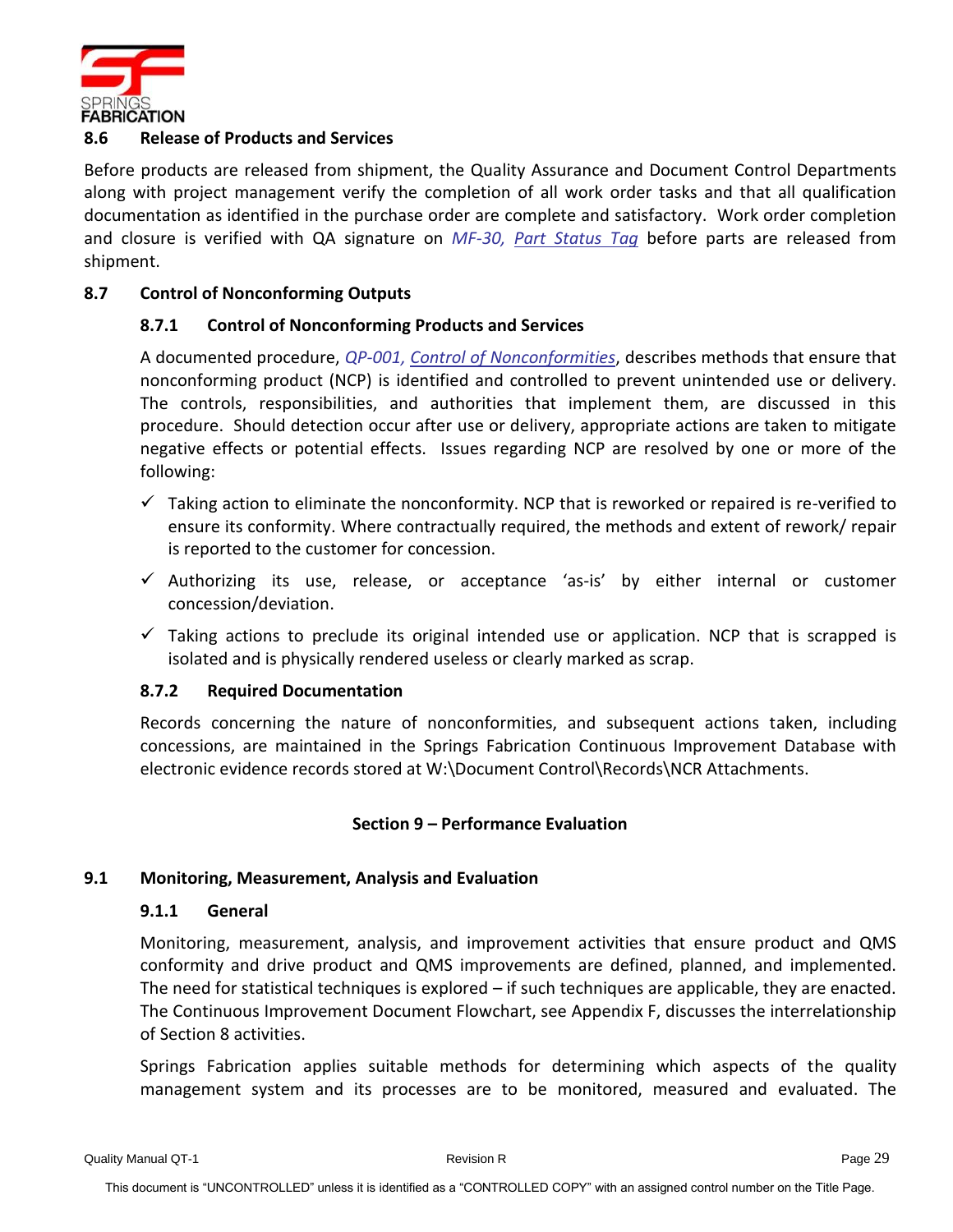## 8.6 Release of Products and Services

Before products are released from shipment, the Quality Assurance and Document Control Departments along with project management verify the completion of all work order tasks and that all qualification documentation as identified in the purchase order are complete and satisfactory. Work order completion and closure is verified with QA signature on *MF-30, Part Status Tag* before parts are released from shipment.

## 8.7 Control of Nonconforming Outputs

### 8.7.1 Control of Nonconforming Products and Services

A documented procedure, *QP-001, Control of Nonconformities*, describes methods that ensure that nonconforming product (NCP) is identified and controlled to prevent unintended use or delivery. The controls, responsibilities, and authorities that implement them, are discussed in this procedure. Should detection occur after use or delivery, appropriate actions are taken to mitigate negative effects or potential effects. Issues regarding NCP are resolved by one or more of the following:

- ✓ Taking action to eliminate the nonconformity. NCP that is reworked or repaired is re-verified to ensure its conformity. Where contractually required, the methods and extent of rework/ repair is reported to the customer for concession.
- ✓ Authorizing its use, release, or acceptance 'as-is' by either internal or customer concession/deviation.
- ✓ Taking actions to preclude its original intended use or application. NCP that is scrapped is isolated and is physically rendered useless or clearly marked as scrap.

### 8.7.2 Required Documentation

Records concerning the nature of nonconformities, and subsequent actions taken, including concessions, are maintained in the Springs Fabrication Continuous Improvement Database with electronic evidence records stored at W:\Document Control\Records\NCR Attachments.

# Section 9 – Performance Evaluation

## 9.1 Monitoring, Measurement, Analysis and Evaluation

### 9.1.1 General

Monitoring, measurement, analysis, and improvement activities that ensure product and QMS conformity and drive product and QMS improvements are defined, planned, and implemented. The need for statistical techniques is explored – if such techniques are applicable, they are enacted. The Continuous Improvement Document Flowchart, see Appendix F, discusses the interrelationship of Section 8 activities.

Springs Fabrication applies suitable methods for determining which aspects of the quality management system and its processes are to be monitored, measured and evaluated. The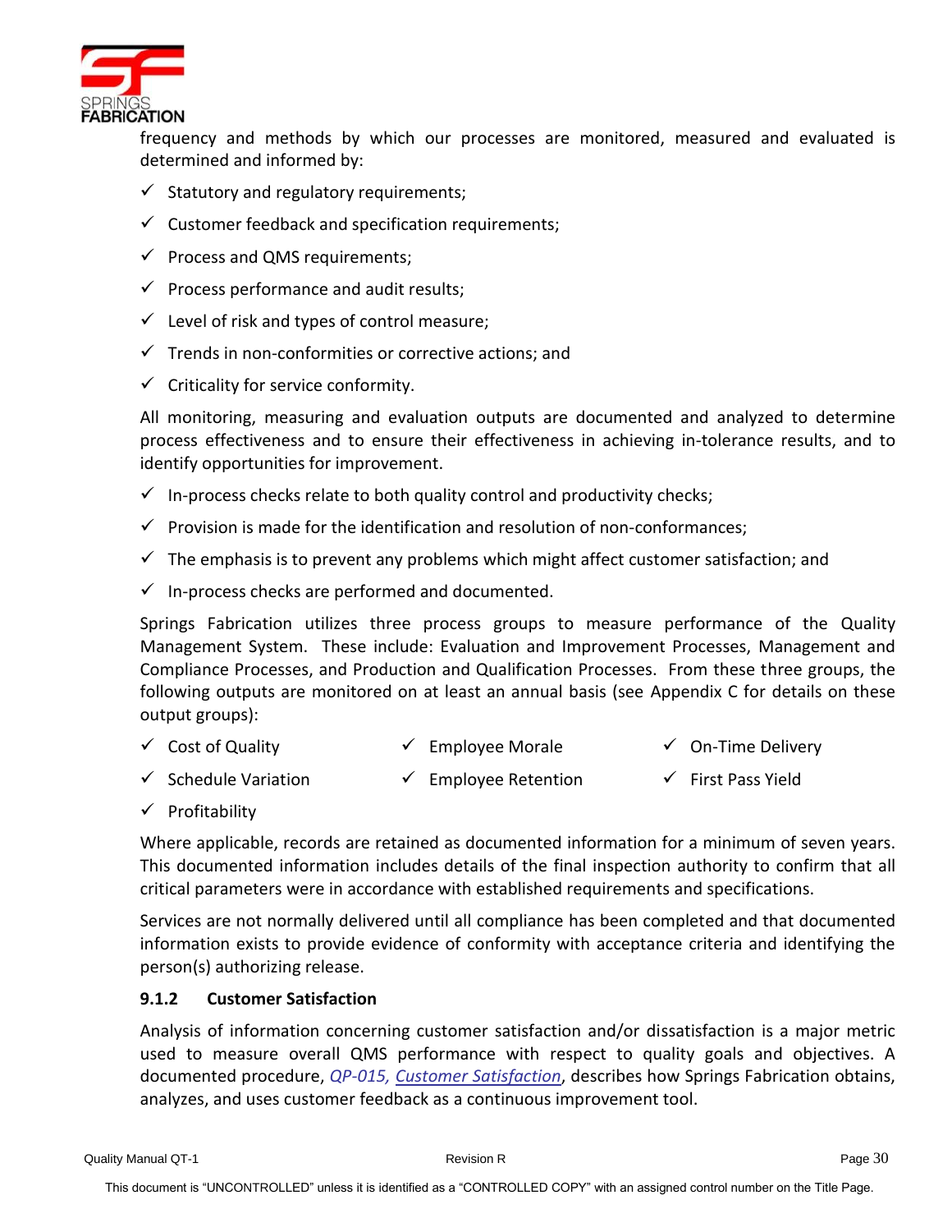frequency and methods by which our processes are monitored, measured and evaluated is determined and informed by:

- ✓ Statutory and regulatory requirements;
- ✓ Customer feedback and specification requirements;
- ✓ Process and QMS requirements;
- ✓ Process performance and audit results;
- ✓ Level of risk and types of control measure;
- ✓ Trends in non-conformities or corrective actions; and
- ✓ Criticality for service conformity.

All monitoring, measuring and evaluation outputs are documented and analyzed to determine process effectiveness and to ensure their effectiveness in achieving in-tolerance results, and to identify opportunities for improvement.

- ✓ In-process checks relate to both quality control and productivity checks;
- ✓ Provision is made for the identification and resolution of non-conformances;
- ✓ The emphasis is to prevent any problems which might affect customer satisfaction; and
- ✓ In-process checks are performed and documented.

Springs Fabrication utilizes three process groups to measure performance of the Quality Management System. These include: Evaluation and Improvement Processes, Management and Compliance Processes, and Production and Qualification Processes. From these three groups, the following outputs are monitored on at least an annual basis (see Appendix C for details on these output groups):

- ✓ Cost of Quality
- ✓ Employee Morale
- ✓ On-Time Delivery
- ✓ Schedule Variation
- ✓ Employee Retention
- ✓ First Pass Yield
- ✓ Profitability

Where applicable, records are retained as documented information for a minimum of seven years. This documented information includes details of the final inspection authority to confirm that all critical parameters were in accordance with established requirements and specifications.

Services are not normally delivered until all compliance has been completed and that documented information exists to provide evidence of conformity with acceptance criteria and identifying the person(s) authorizing release.

### 9.1.2 Customer Satisfaction

Analysis of information concerning customer satisfaction and/or dissatisfaction is a major metric used to measure overall QMS performance with respect to quality goals and objectives. A documented procedure, *QP-015, Customer Satisfaction*, describes how Springs Fabrication obtains, analyzes, and uses customer feedback as a continuous improvement tool.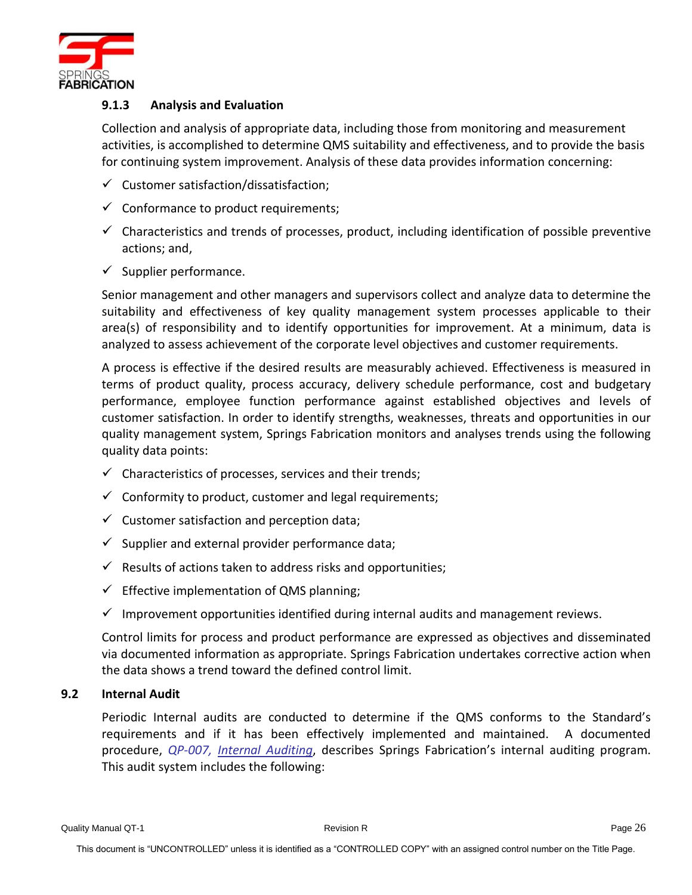### 9.1.3 Analysis and Evaluation

Collection and analysis of appropriate data, including those from monitoring and measurement activities, is accomplished to determine QMS suitability and effectiveness, and to provide the basis for continuing system improvement. Analysis of these data provides information concerning:

- ✓ Customer satisfaction/dissatisfaction;
- ✓ Conformance to product requirements;
- ✓ Characteristics and trends of processes, product, including identification of possible preventive actions; and,
- ✓ Supplier performance.

Senior management and other managers and supervisors collect and analyze data to determine the suitability and effectiveness of key quality management system processes applicable to their area(s) of responsibility and to identify opportunities for improvement. At a minimum, data is analyzed to assess achievement of the corporate level objectives and customer requirements.

A process is effective if the desired results are measurably achieved. Effectiveness is measured in terms of product quality, process accuracy, delivery schedule performance, cost and budgetary performance, employee function performance against established objectives and levels of customer satisfaction. In order to identify strengths, weaknesses, threats and opportunities in our quality management system, Springs Fabrication monitors and analyses trends using the following quality data points:

- ✓ Characteristics of processes, services and their trends;
- ✓ Conformity to product, customer and legal requirements;
- ✓ Customer satisfaction and perception data;
- ✓ Supplier and external provider performance data;
- ✓ Results of actions taken to address risks and opportunities;
- ✓ Effective implementation of QMS planning;
- ✓ Improvement opportunities identified during internal audits and management reviews.

Control limits for process and product performance are expressed as objectives and disseminated via documented information as appropriate. Springs Fabrication undertakes corrective action when the data shows a trend toward the defined control limit.

## 9.2 Internal Audit

Periodic Internal audits are conducted to determine if the QMS conforms to the Standard's requirements and if it has been effectively implemented and maintained. A documented procedure, *QP-007, Internal Auditing*, describes Springs Fabrication's internal auditing program. This audit system includes the following: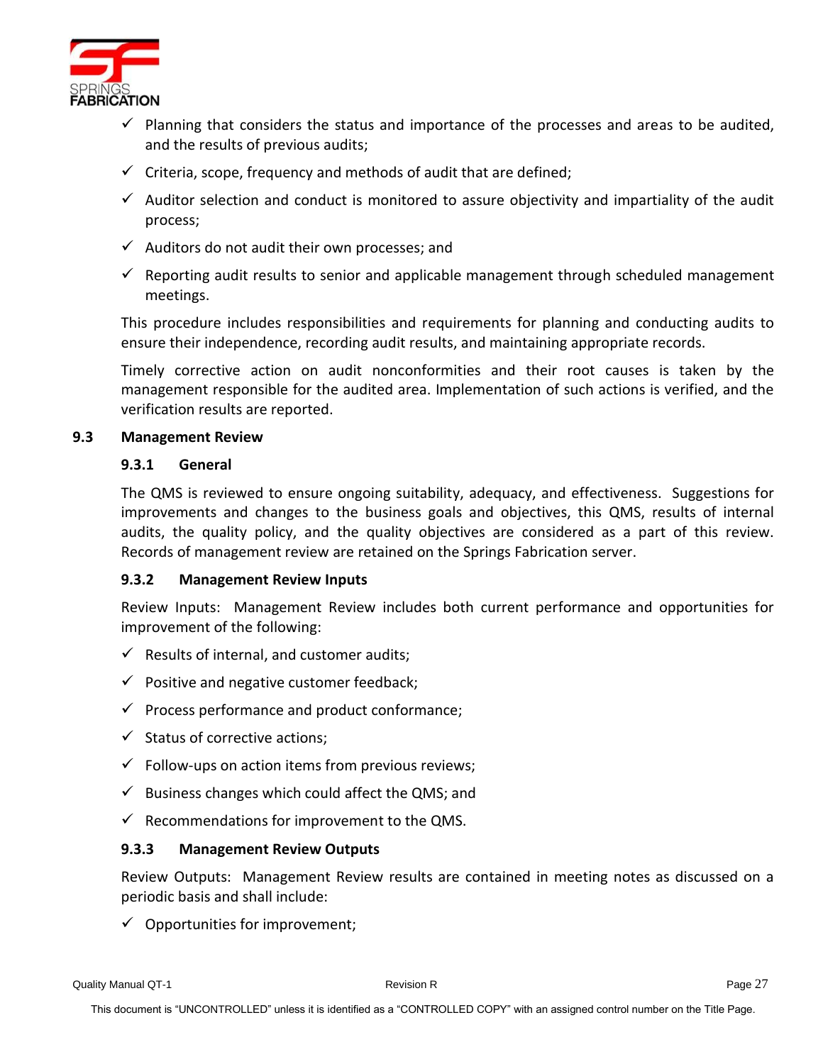- ✓ Planning that considers the status and importance of the processes and areas to be audited, and the results of previous audits;
- ✓ Criteria, scope, frequency and methods of audit that are defined;
- ✓ Auditor selection and conduct is monitored to assure objectivity and impartiality of the audit process;
- ✓ Auditors do not audit their own processes; and
- ✓ Reporting audit results to senior and applicable management through scheduled management meetings.

This procedure includes responsibilities and requirements for planning and conducting audits to ensure their independence, recording audit results, and maintaining appropriate records.

Timely corrective action on audit nonconformities and their root causes is taken by the management responsible for the audited area. Implementation of such actions is verified, and the verification results are reported.

## 9.3 Management Review

### 9.3.1 General

The QMS is reviewed to ensure ongoing suitability, adequacy, and effectiveness. Suggestions for improvements and changes to the business goals and objectives, this QMS, results of internal audits, the quality policy, and the quality objectives are considered as a part of this review. Records of management review are retained on the Springs Fabrication server.

### 9.3.2 Management Review Inputs

Review Inputs: Management Review includes both current performance and opportunities for improvement of the following:

- ✓ Results of internal, and customer audits;
- ✓ Positive and negative customer feedback;
- ✓ Process performance and product conformance;
- ✓ Status of corrective actions;
- ✓ Follow-ups on action items from previous reviews;
- ✓ Business changes which could affect the QMS; and
- ✓ Recommendations for improvement to the QMS.

### 9.3.3 Management Review Outputs

Review Outputs: Management Review results are contained in meeting notes as discussed on a periodic basis and shall include:

- ✓ Opportunities for improvement;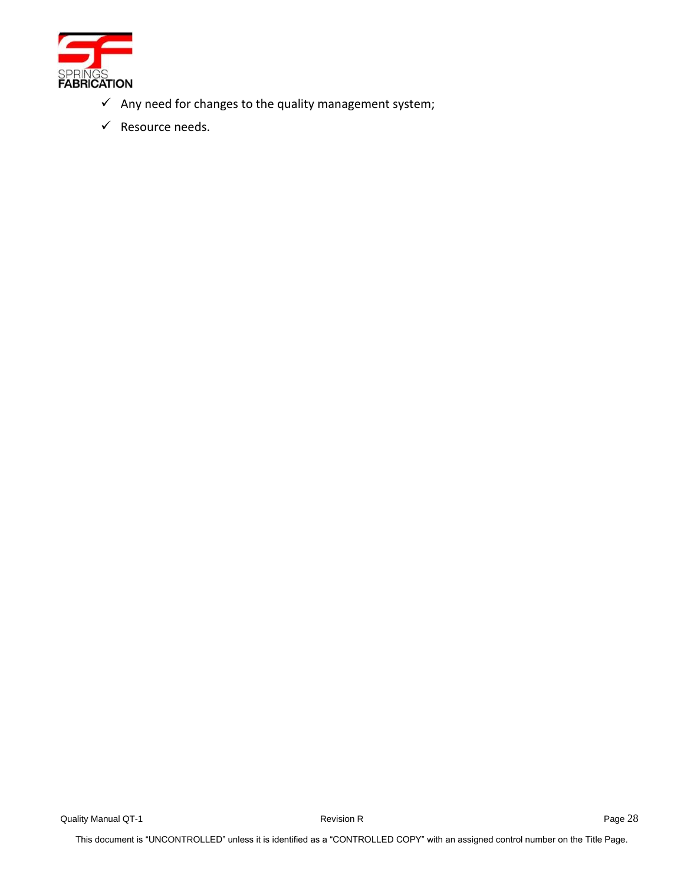- ✓ Any need for changes to the quality management system;
- ✓ Resource needs.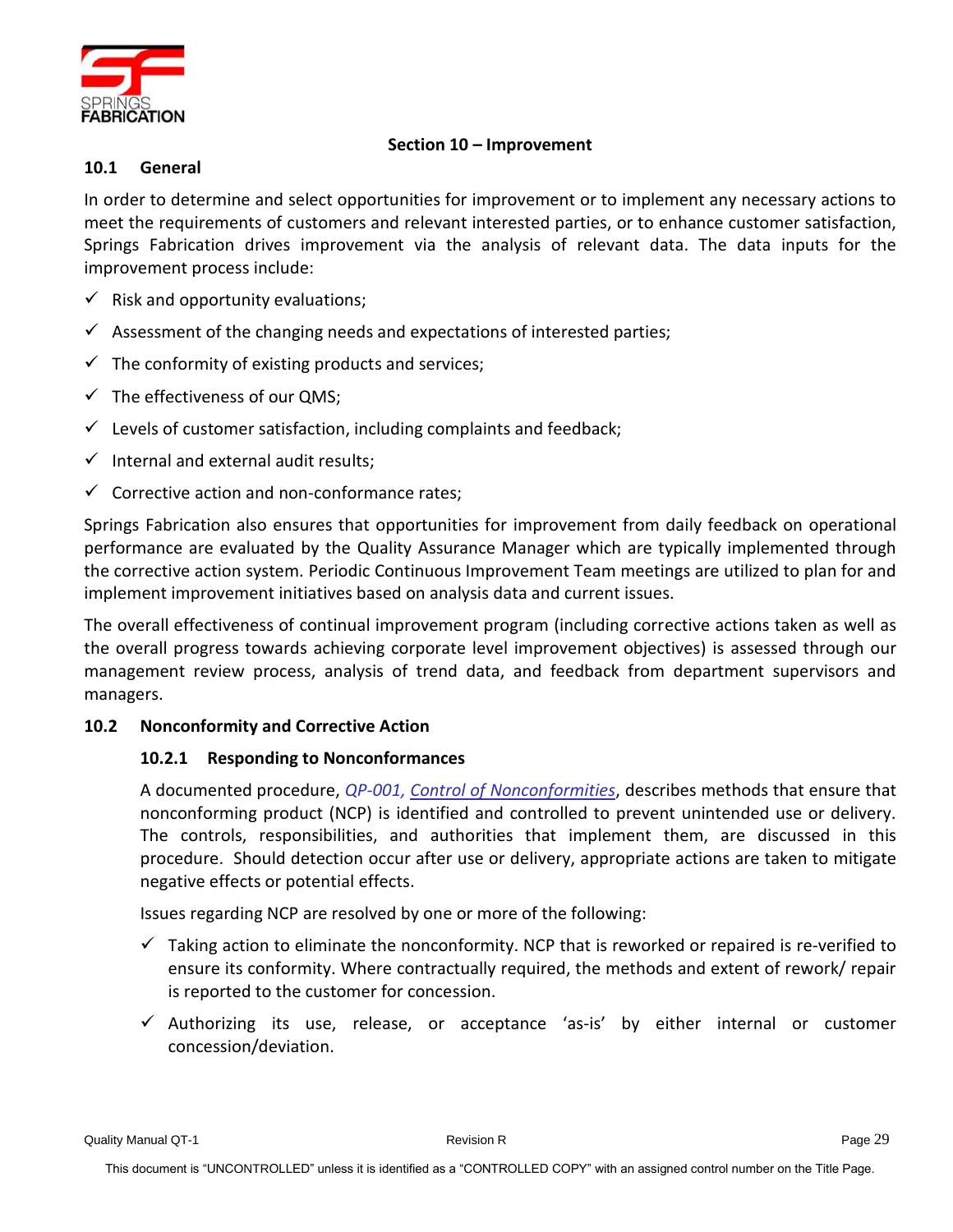## Section 10 – Improvement

### 10.1 General

In order to determine and select opportunities for improvement or to implement any necessary actions to meet the requirements of customers and relevant interested parties, or to enhance customer satisfaction, Springs Fabrication drives improvement via the analysis of relevant data. The data inputs for the improvement process include:

- ✓ Risk and opportunity evaluations;
- ✓ Assessment of the changing needs and expectations of interested parties;
- ✓ The conformity of existing products and services;
- ✓ The effectiveness of our QMS;
- ✓ Levels of customer satisfaction, including complaints and feedback;
- ✓ Internal and external audit results;
- ✓ Corrective action and non-conformance rates;

Springs Fabrication also ensures that opportunities for improvement from daily feedback on operational performance are evaluated by the Quality Assurance Manager which are typically implemented through the corrective action system. Periodic Continuous Improvement Team meetings are utilized to plan for and implement improvement initiatives based on analysis data and current issues.

The overall effectiveness of continual improvement program (including corrective actions taken as well as the overall progress towards achieving corporate level improvement objectives) is assessed through our management review process, analysis of trend data, and feedback from department supervisors and managers.

### 10.2 Nonconformity and Corrective Action

#### 10.2.1 Responding to Nonconformances

A documented procedure, *QP-001, Control of Nonconformities*, describes methods that ensure that nonconforming product (NCP) is identified and controlled to prevent unintended use or delivery. The controls, responsibilities, and authorities that implement them, are discussed in this procedure. Should detection occur after use or delivery, appropriate actions are taken to mitigate negative effects or potential effects.

Issues regarding NCP are resolved by one or more of the following:

- ✓ Taking action to eliminate the nonconformity. NCP that is reworked or repaired is re-verified to ensure its conformity. Where contractually required, the methods and extent of rework/ repair is reported to the customer for concession.
- ✓ Authorizing its use, release, or acceptance 'as-is' by either internal or customer concession/deviation.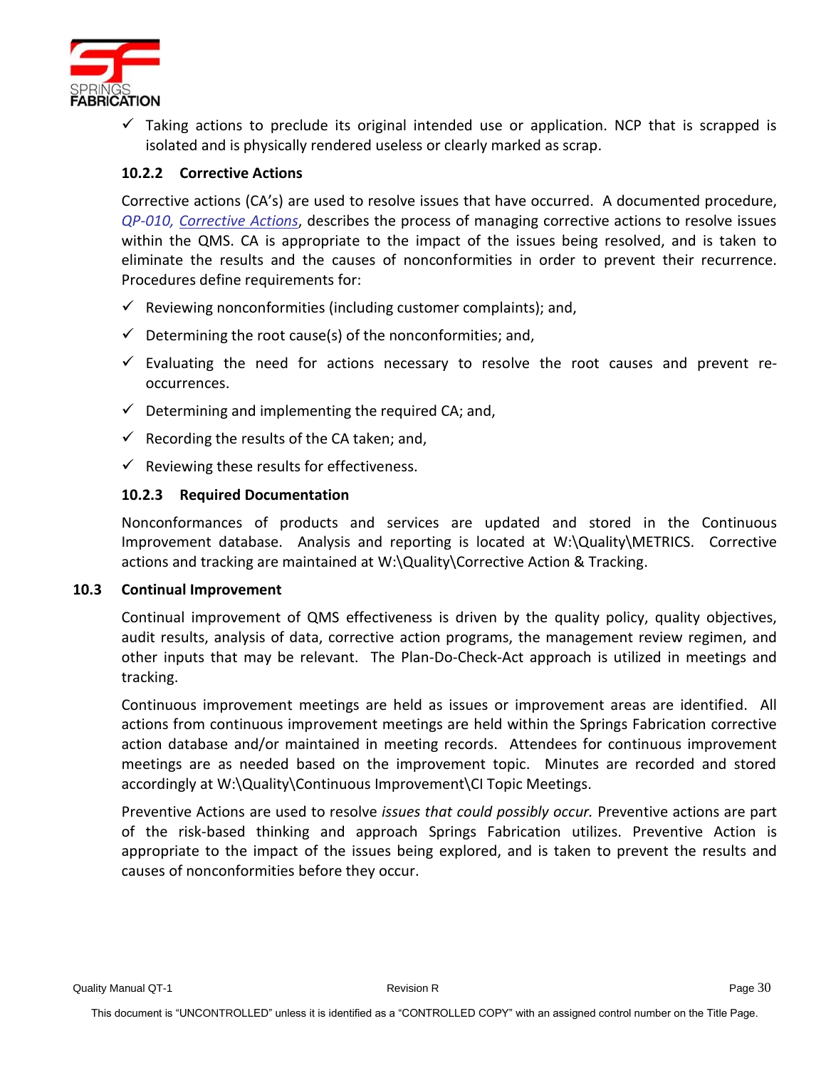- ✓ Taking actions to preclude its original intended use or application. NCP that is scrapped is isolated and is physically rendered useless or clearly marked as scrap.

### 10.2.2 Corrective Actions

Corrective actions (CA's) are used to resolve issues that have occurred. A documented procedure, *QP-010, Corrective Actions*, describes the process of managing corrective actions to resolve issues within the QMS. CA is appropriate to the impact of the issues being resolved, and is taken to eliminate the results and the causes of nonconformities in order to prevent their recurrence. Procedures define requirements for:

- ✓ Reviewing nonconformities (including customer complaints); and,
- ✓ Determining the root cause(s) of the nonconformities; and,
- ✓ Evaluating the need for actions necessary to resolve the root causes and prevent re-occurrences.
- ✓ Determining and implementing the required CA; and,
- ✓ Recording the results of the CA taken; and,
- ✓ Reviewing these results for effectiveness.

### 10.2.3 Required Documentation

Nonconformances of products and services are updated and stored in the Continuous Improvement database. Analysis and reporting is located at W:\Quality\METRICS. Corrective actions and tracking are maintained at W:\Quality\Corrective Action & Tracking.

## 10.3 Continual Improvement

Continual improvement of QMS effectiveness is driven by the quality policy, quality objectives, audit results, analysis of data, corrective action programs, the management review regimen, and other inputs that may be relevant. The Plan-Do-Check-Act approach is utilized in meetings and tracking.

Continuous improvement meetings are held as issues or improvement areas are identified. All actions from continuous improvement meetings are held within the Springs Fabrication corrective action database and/or maintained in meeting records. Attendees for continuous improvement meetings are as needed based on the improvement topic. Minutes are recorded and stored accordingly at W:\Quality\Continuous Improvement\CI Topic Meetings.

Preventive Actions are used to resolve *issues that could possibly occur.* Preventive actions are part of the risk-based thinking and approach Springs Fabrication utilizes. Preventive Action is appropriate to the impact of the issues being explored, and is taken to prevent the results and causes of nonconformities before they occur.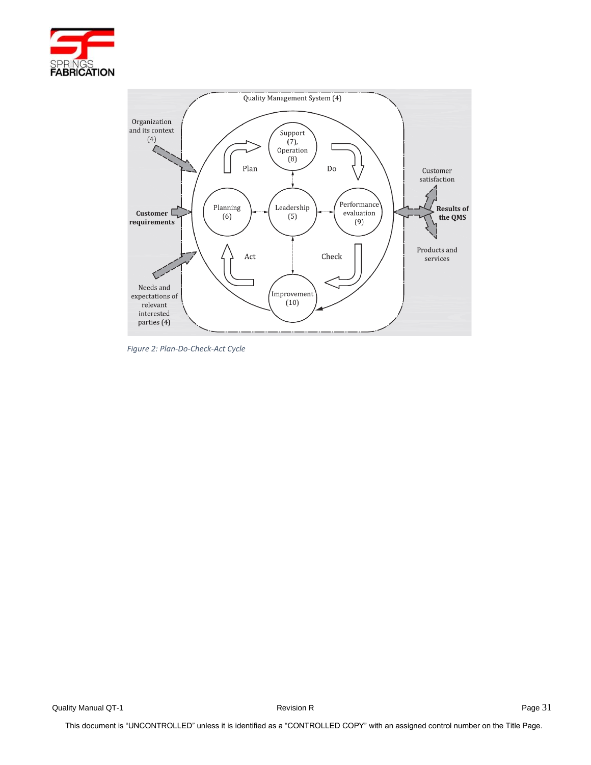*Figure 2: Plan-Do-Check-Act Cycle*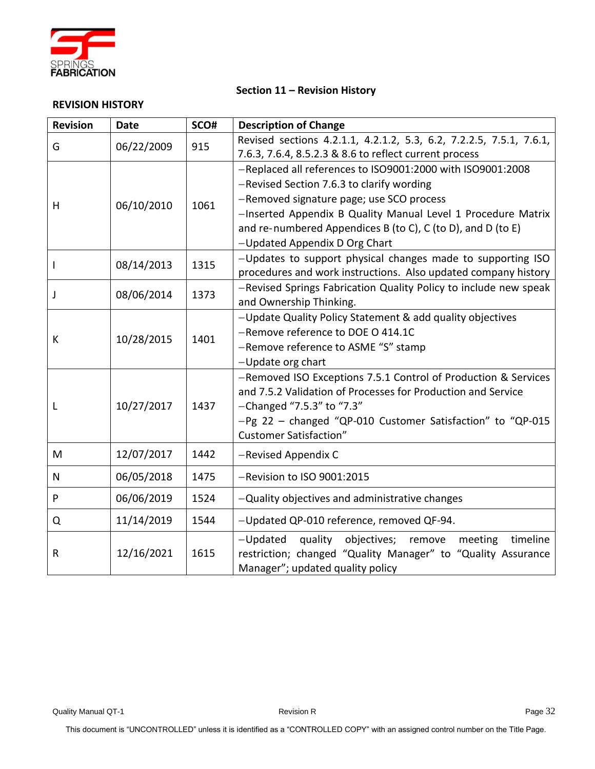## Section 11 – Revision History

**REVISION HISTORY**

| Revision | Date | SCO# | Description of Change |
|---|---|---|---|
| G | 06/22/2009 | 915 | Revised sections 4.2.1.1, 4.2.1.2, 5.3, 6.2, 7.2.2.5, 7.5.1, 7.6.1, 7.6.3, 7.6.4, 8.5.2.3 & 8.6 to reflect current process |
| H | 06/10/2010 | 1061 | −Replaced all references to ISO9001:2000 with ISO9001:2008<br>−Revised Section 7.6.3 to clarify wording<br>−Removed signature page; use SCO process<br>−Inserted Appendix B Quality Manual Level 1 Procedure Matrix and re-numbered Appendices B (to C), C (to D), and D (to E)<br>−Updated Appendix D Org Chart |
| I | 08/14/2013 | 1315 | −Updates to support physical changes made to supporting ISO procedures and work instructions. Also updated company history |
| J | 08/06/2014 | 1373 | −Revised Springs Fabrication Quality Policy to include new speak and Ownership Thinking. |
| K | 10/28/2015 | 1401 | −Update Quality Policy Statement & add quality objectives<br>−Remove reference to DOE O 414.1C<br>−Remove reference to ASME "S" stamp<br>−Update org chart |
| L | 10/27/2017 | 1437 | −Removed ISO Exceptions 7.5.1 Control of Production & Services and 7.5.2 Validation of Processes for Production and Service<br>−Changed "7.5.3" to "7.3"<br>−Pg 22 – changed "QP-010 Customer Satisfaction" to "QP-015 Customer Satisfaction" |
| M | 12/07/2017 | 1442 | −Revised Appendix C |
| N | 06/05/2018 | 1475 | −Revision to ISO 9001:2015 |
| P | 06/06/2019 | 1524 | −Quality objectives and administrative changes |
| Q | 11/14/2019 | 1544 | −Updated QP-010 reference, removed QF-94. |
| R | 12/16/2021 | 1615 | −Updated quality objectives; remove meeting timeline restriction; changed "Quality Manager" to "Quality Assurance Manager"; updated quality policy |

This document is "UNCONTROLLED" unless it is identified as a "CONTROLLED COPY" with an assigned control number on the Title Page.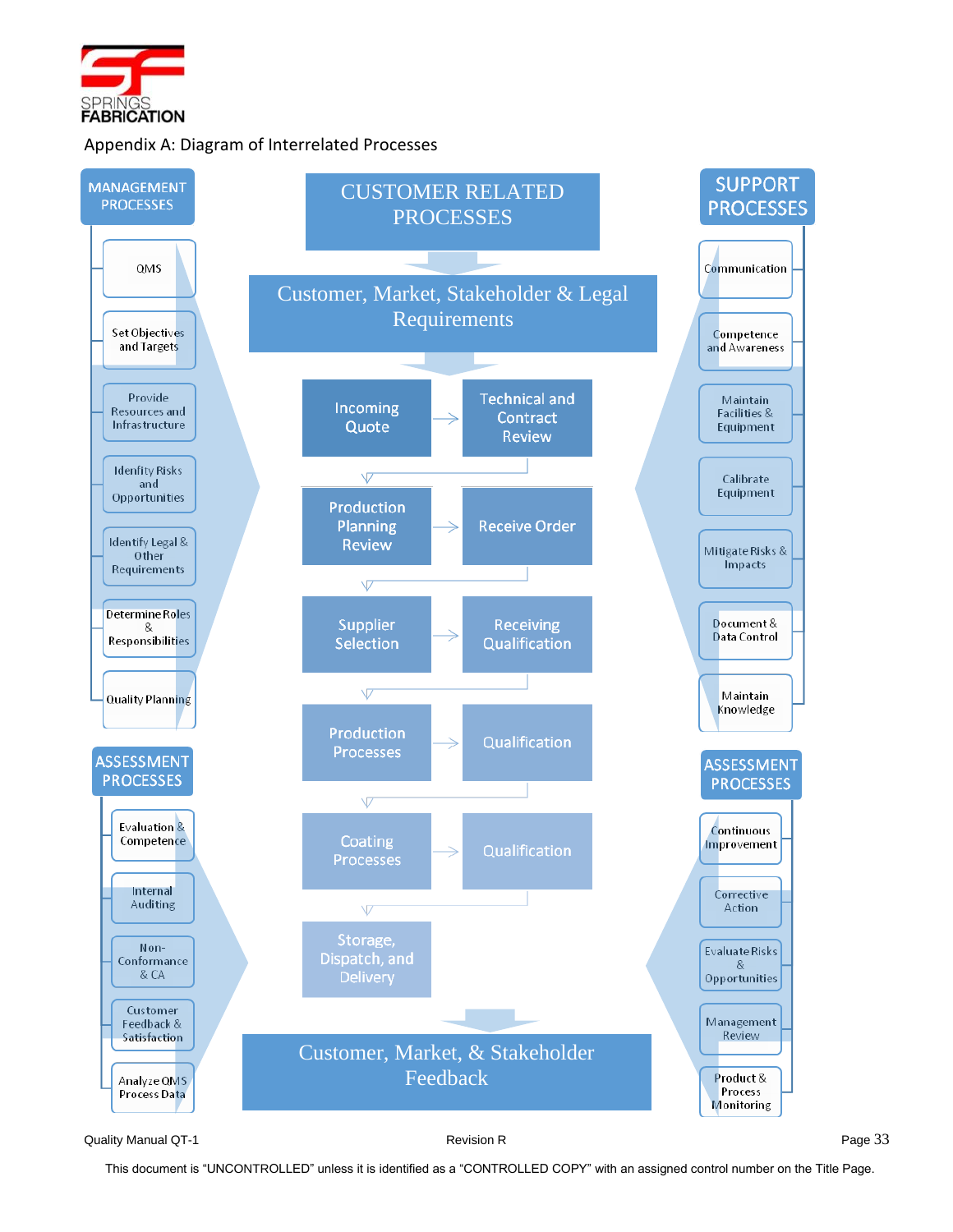Appendix A: Diagram of Interrelated Processes

## MANAGEMENT PROCESSES

- QMS
- Set Objectives and Targets
- Provide Resources and Infrastructure
- Idenfity Risks and Opportunities
- Identify Legal & Other Requirements
- Determine Roles & Responsibilities
- Quality Planning

## CUSTOMER RELATED PROCESSES

Customer, Market, Stakeholder & Legal Requirements

- Incoming Quote → Technical and Contract Review
- Production Planning Review → Receive Order
- Supplier Selection → Receiving Qualification
- Production Processes → Qualification
- Coating Processes → Qualification
- Storage, Dispatch, and Delivery

Customer, Market, & Stakeholder Feedback

## SUPPORT PROCESSES

- Communication
- Competence and Awareness
- Maintain Facilities & Equipment
- Calibrate Equipment
- Mitigate Risks & Impacts
- Document & Data Control
- Maintain Knowledge

## ASSESSMENT PROCESSES

- Evaluation & Competence
- Internal Auditing
- Non-Conformance & CA
- Customer Feedback & Satisfaction
- Analyze QMS Process Data

## ASSESSMENT PROCESSES

- Continuous Improvement
- Corrective Action
- Evaluate Risks & Opportunities
- Management Review
- Product & Process Monitoring

Quality Manual QT-1 Revision R

This document is "UNCONTROLLED" unless it is identified as a "CONTROLLED COPY" with an assigned control number on the Title Page.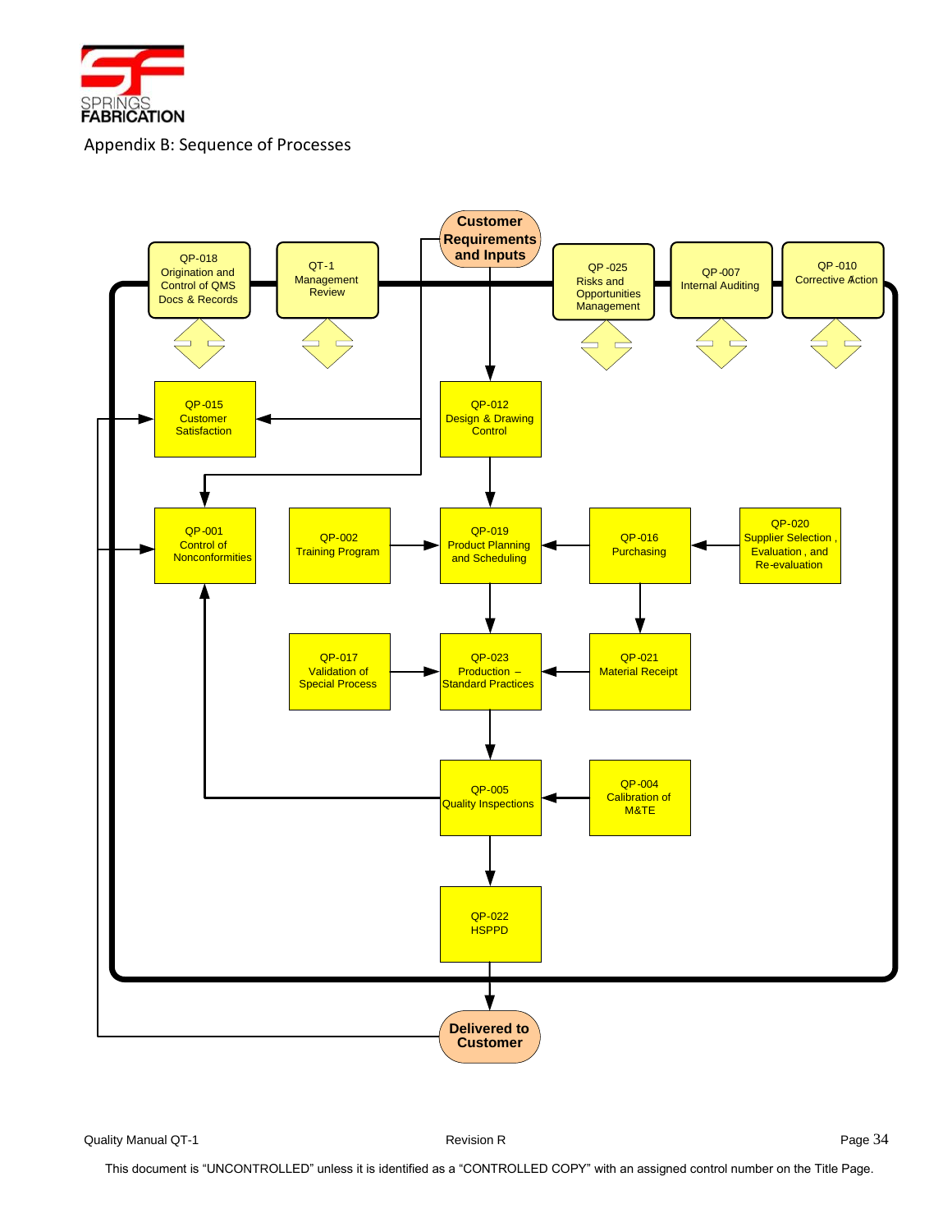## Appendix B: Sequence of Processes

Customer Requirements and Inputs

QP-018 Origination and Control of QMS Docs & Records

QT-1 Management Review

QP-025 Risks and Opportunities Management

QP-007 Internal Auditing

QP-010 Corrective Action

QP-015 Customer Satisfaction

QP-012 Design & Drawing Control

QP-001 Control of Nonconformities

QP-002 Training Program

QP-019 Product Planning and Scheduling

QP-016 Purchasing

QP-020 Supplier Selection, Evaluation, and Re-evaluation

QP-017 Validation of Special Process

QP-023 Production – Standard Practices

QP-021 Material Receipt

QP-005 Quality Inspections

QP-004 Calibration of M&TE

QP-022 HSPPD

Delivered to Customer

Quality Manual QT-1 | Revision R

This document is "UNCONTROLLED" unless it is identified as a "CONTROLLED COPY" with an assigned control number on the Title Page.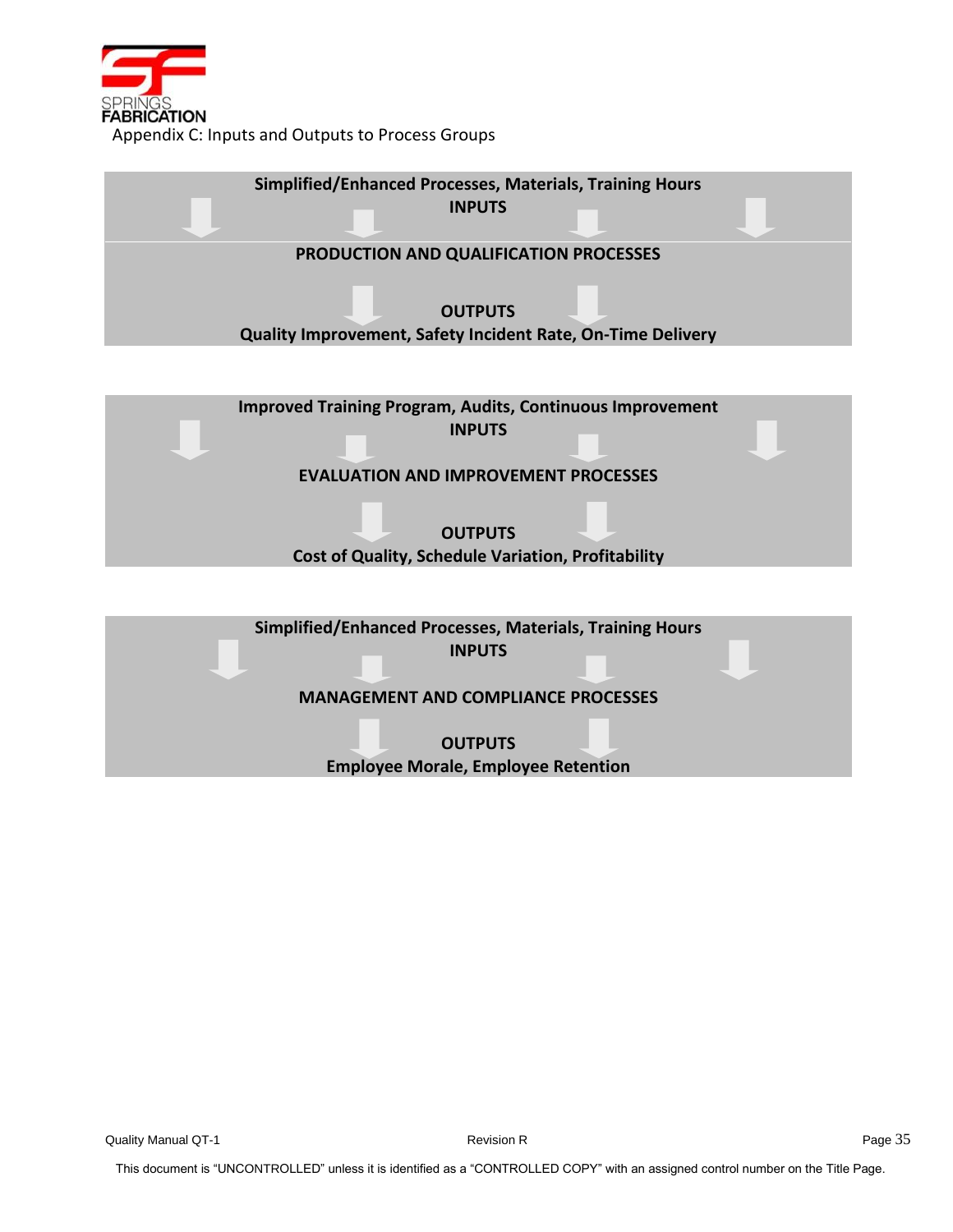Appendix C: Inputs and Outputs to Process Groups

**Simplified/Enhanced Processes, Materials, Training Hours**

**INPUTS**

**PRODUCTION AND QUALIFICATION PROCESSES**

**OUTPUTS**

**Quality Improvement, Safety Incident Rate, On-Time Delivery**

**Improved Training Program, Audits, Continuous Improvement**

**INPUTS**

**EVALUATION AND IMPROVEMENT PROCESSES**

**OUTPUTS**

**Cost of Quality, Schedule Variation, Profitability**

**Simplified/Enhanced Processes, Materials, Training Hours**

**INPUTS**

**MANAGEMENT AND COMPLIANCE PROCESSES**

**OUTPUTS**

**Employee Morale, Employee Retention**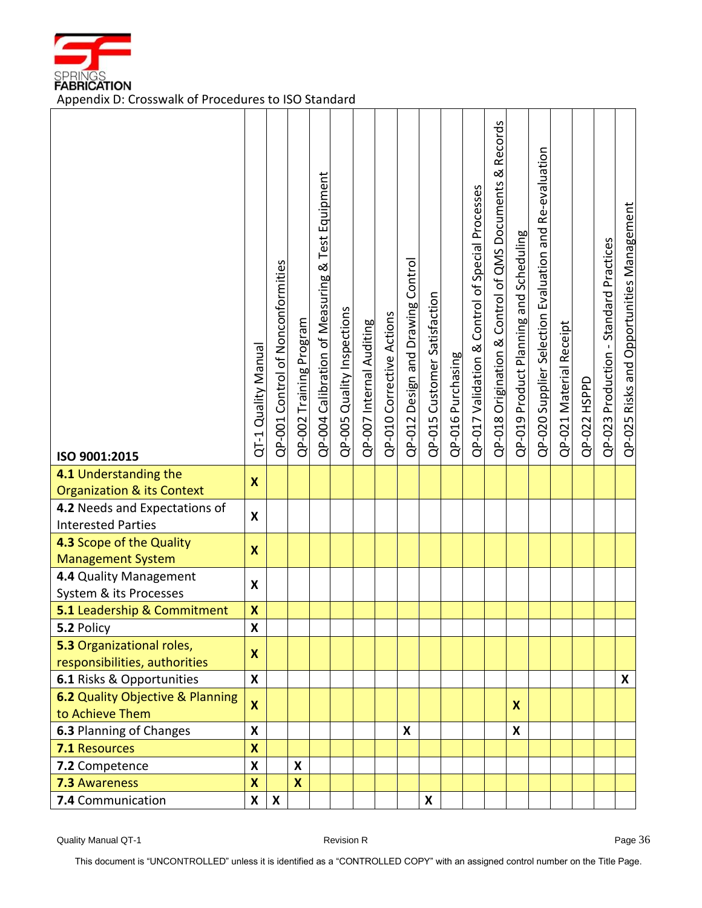SPRINGS FABRICATION

Appendix D: Crosswalk of Procedures to ISO Standard

| ISO 9001:2015 | QT-1 Quality Manual | QP-001 Control of Nonconformities | QP-002 Training Program | QP-004 Calibration of Measuring & Test Equipment | QP-005 Quality Inspections | QP-007 Internal Auditing | QP-010 Corrective Actions | QP-012 Design and Drawing Control | QP-015 Customer Satisfaction | QP-016 Purchasing | QP-017 Validation & Control of Special Processes | QP-018 Origination & Control of QMS Documents & Records | QP-019 Product Planning and Scheduling | QP-020 Supplier Selection Evaluation and Re-evaluation | QP-021 Material Receipt | QP-022 HSPPD | QP-023 Production - Standard Practices | QP-025 Risks and Opportunities Management |
|---|---|---|---|---|---|---|---|---|---|---|---|---|---|---|---|---|---|---|
| **4.1** Understanding the Organization & its Context | X | | | | | | | | | | | | | | | | | |
| **4.2** Needs and Expectations of Interested Parties | X | | | | | | | | | | | | | | | | | |
| **4.3** Scope of the Quality Management System | X | | | | | | | | | | | | | | | | | |
| **4.4** Quality Management System & its Processes | X | | | | | | | | | | | | | | | | | |
| **5.1** Leadership & Commitment | X | | | | | | | | | | | | | | | | | |
| **5.2** Policy | X | | | | | | | | | | | | | | | | | |
| **5.3** Organizational roles, responsibilities, authorities | X | | | | | | | | | | | | | | | | | |
| **6.1** Risks & Opportunities | X | | | | | | | | | | | | | | | | | X |
| **6.2** Quality Objective & Planning to Achieve Them | X | | | | | | | | | | | | X | | | | | |
| **6.3** Planning of Changes | X | | | | | | | X | | | | | X | | | | | |
| **7.1** Resources | X | | | | | | | | | | | | | | | | | |
| **7.2** Competence | X | | X | | | | | | | | | | | | | | | |
| **7.3** Awareness | X | | X | | | | | | | | | | | | | | | |
| **7.4** Communication | X | X | | | | | | | X | | | | | | | | | |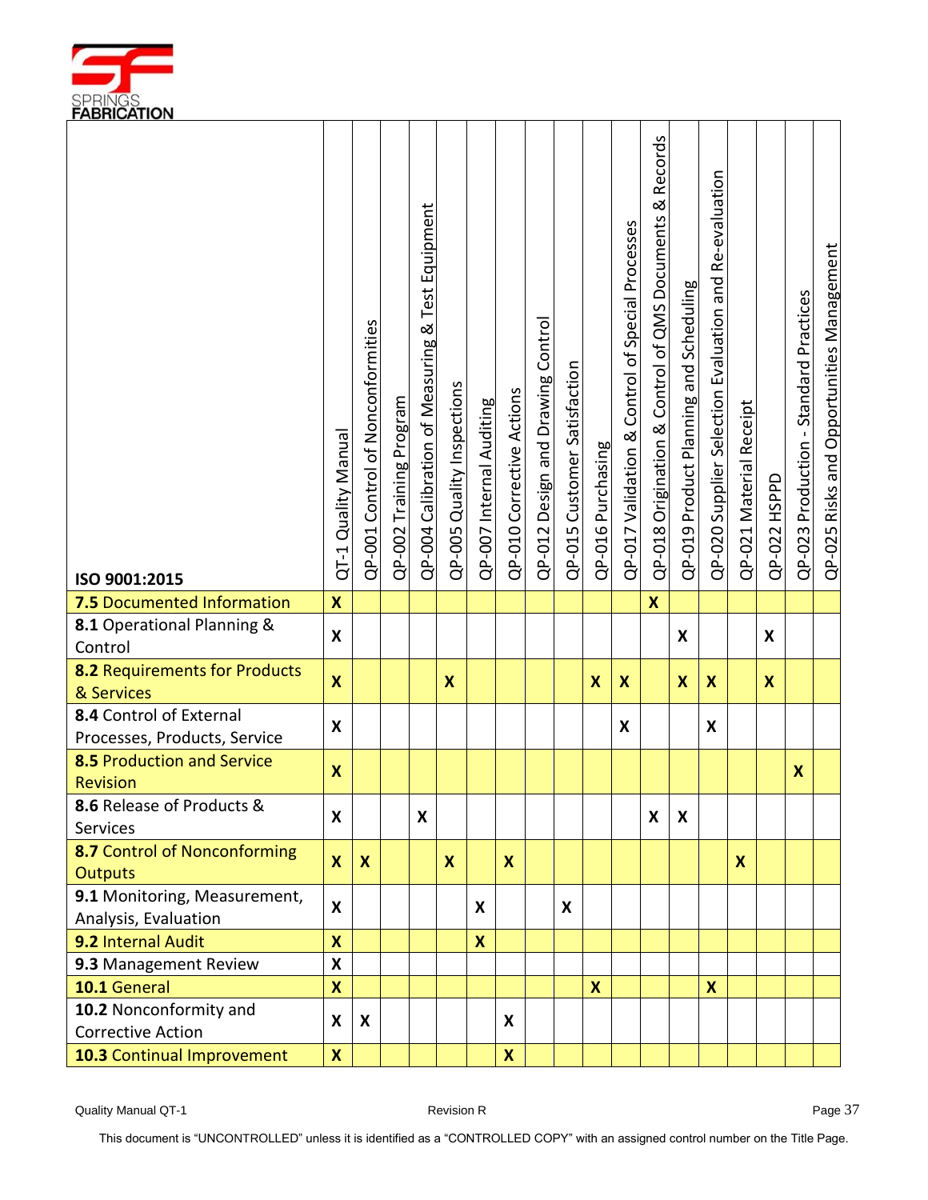| ISO 9001:2015 | QT-1 Quality Manual | QP-001 Control of Nonconformities | QP-002 Training Program | QP-004 Calibration of Measuring & Test Equipment | QP-005 Quality Inspections | QP-007 Internal Auditing | QP-010 Corrective Actions | QP-012 Design and Drawing Control | QP-015 Customer Satisfaction | QP-016 Purchasing | QP-017 Validation & Control of Special Processes | QP-018 Origination & Control of QMS Documents & Records | QP-019 Product Planning and Scheduling | QP-020 Supplier Selection Evaluation and Re-evaluation | QP-021 Material Receipt | QP-022 HSPPD | QP-023 Production - Standard Practices | QP-025 Risks and Opportunities Management |
|---|---|---|---|---|---|---|---|---|---|---|---|---|---|---|---|---|---|---|
| **7.5** Documented Information | X | | | | | | | | | | | X | | | | | | |
| **8.1** Operational Planning & Control | X | | | | | | | | | | | | X | | | X | | |
| **8.2** Requirements for Products & Services | X | | | | X | | | | | X | X | | X | X | | X | | |
| **8.4** Control of External Processes, Products, Service | X | | | | | | | | | | X | | | X | | | | |
| **8.5** Production and Service Revision | X | | | | | | | | | | | | | | | | X | |
| **8.6** Release of Products & Services | X | | | X | | | | | | | | X | X | | | | | |
| **8.7** Control of Nonconforming Outputs | X | X | | | X | | X | | | | | | | | X | | | |
| **9.1** Monitoring, Measurement, Analysis, Evaluation | X | | | | | X | | | X | | | | | | | | | |
| **9.2** Internal Audit | X | | | | | X | | | | | | | | | | | | |
| **9.3** Management Review | X | | | | | | | | | | | | | | | | | |
| **10.1** General | X | | | | | | | | | X | | | | X | | | | |
| **10.2** Nonconformity and Corrective Action | X | X | | | | | X | | | | | | | | | | | |
| **10.3** Continual Improvement | X | | | | | | X | | | | | | | | | | | |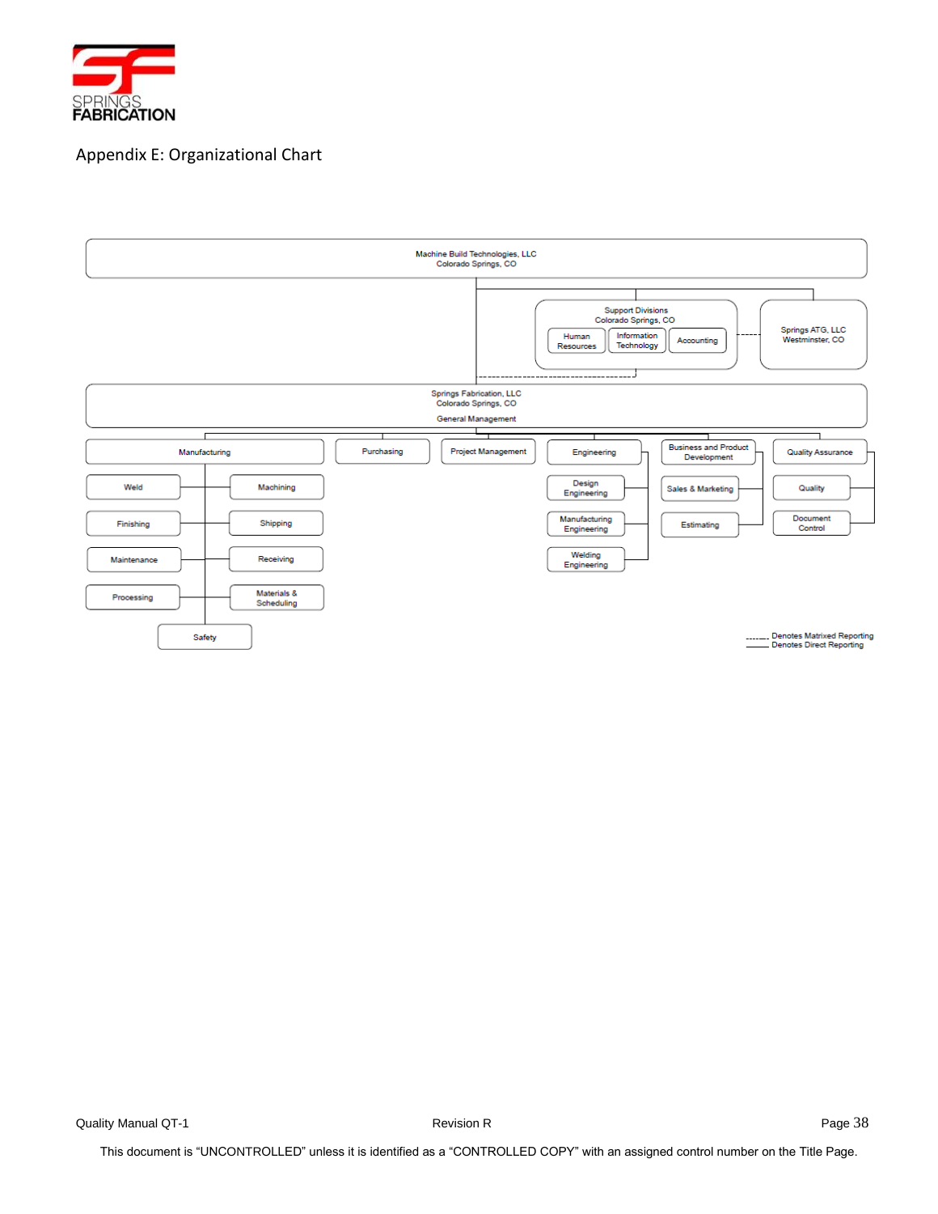## Appendix E: Organizational Chart

- **Machine Build Technologies, LLC** — Colorado Springs, CO
  - **Support Divisions** — Colorado Springs, CO
    - Human Resources
    - Information Technology
    - Accounting
  - **Springs ATG, LLC** — Westminster, CO
  - **Springs Fabrication, LLC** — Colorado Springs, CO — General Management
    - Manufacturing
      - Weld
      - Machining
      - Finishing
      - Shipping
      - Maintenance
      - Receiving
      - Processing
      - Materials & Scheduling
      - Safety
    - Purchasing
    - Project Management
    - Engineering
      - Design Engineering
      - Manufacturing Engineering
      - Welding Engineering
    - Business and Product Development
      - Sales & Marketing
      - Estimating
    - Quality Assurance
      - Quality
      - Document Control

------- Denotes Matrixed Reporting

_____ Denotes Direct Reporting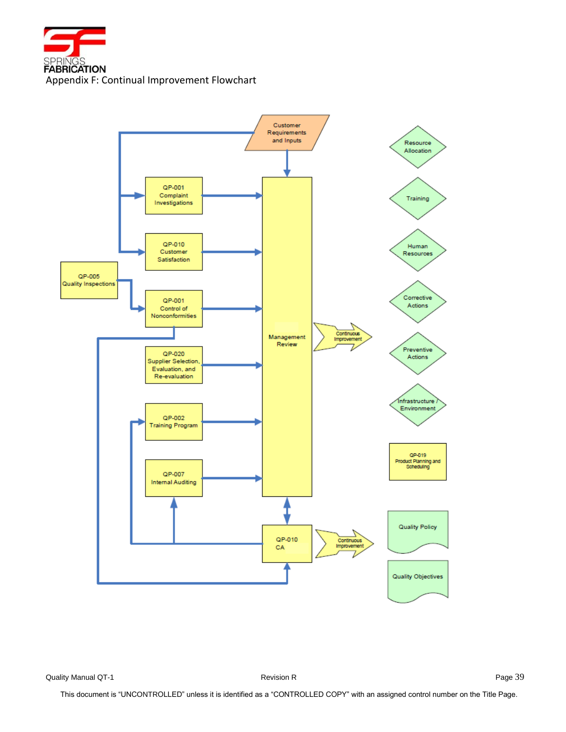SPRINGS FABRICATION

# Appendix F: Continual Improvement Flowchart

Customer Requirements and Inputs

QP-001 Complaint Investigations

QP-010 Customer Satisfaction

QP-005 Quality Inspections

QP-001 Control of Nonconformities

QP-020 Supplier Selection, Evaluation, and Re-evaluation

QP-002 Training Program

QP-007 Internal Auditing

Management Review

Continuous Improvement

QP-010 CA

Continuous Improvement

Resource Allocation

Training

Human Resources

Corrective Actions

Preventive Actions

Infrastructure / Environment

QP-019 Product Planning and Scheduling

Quality Policy

Quality Objectives

Quality Manual QT-1 Revision R

This document is "UNCONTROLLED" unless it is identified as a "CONTROLLED COPY" with an assigned control number on the Title Page.